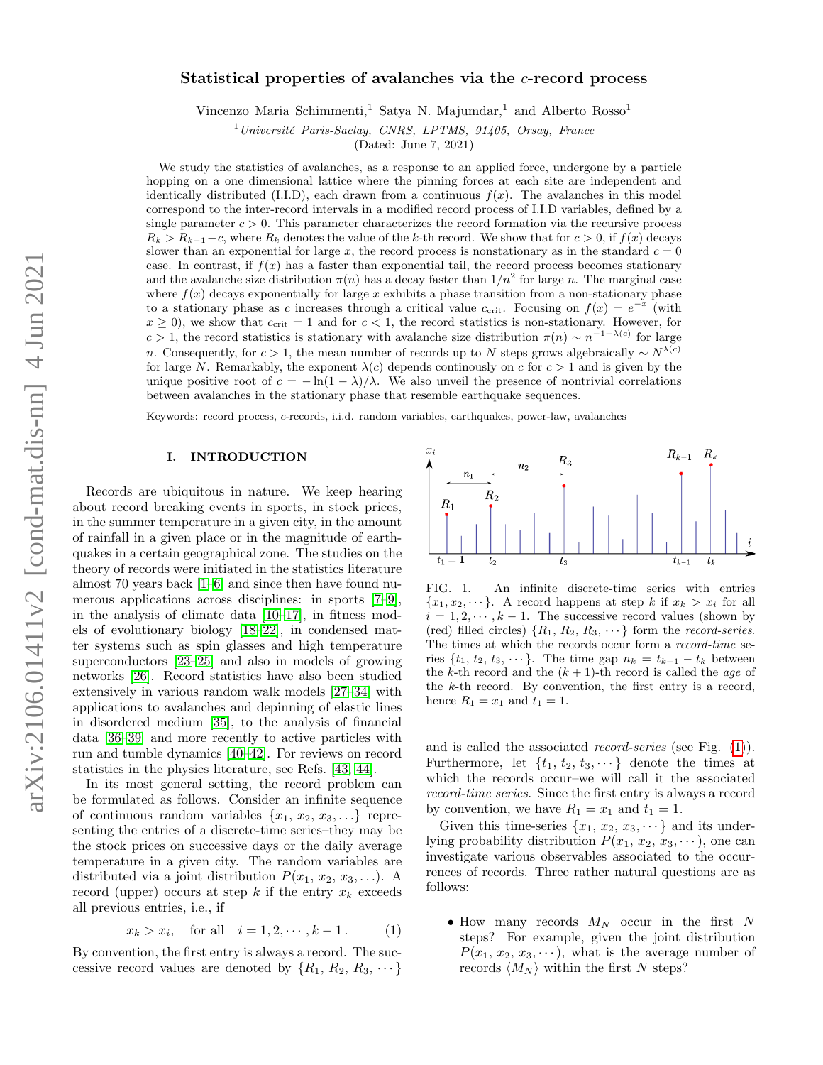# Statistical properties of avalanches via the $c$-record process

Vincenzo Maria Schimmenti,[1] Satya N. Majumdar,[1] and Alberto Rosso[1]

[1] *Université Paris-Saclay, CNRS, LPTMS, 91405, Orsay, France*

(Dated: June 7, 2021)

We study the statistics of avalanches, as a response to an applied force, undergone by a particle hopping on a one dimensional lattice where the pinning forces at each site are independent and identically distributed (I.I.D), each drawn from a continuous $f(x)$. The avalanches in this model correspond to the inter-record intervals in a modified record process of I.I.D variables, defined by a single parameter $c > 0$. This parameter characterizes the record formation via the recursive process $R_k > R_{k-1} - c$, where $R_k$ denotes the value of the $k$-th record. We show that for $c > 0$, if $f(x)$ decays slower than an exponential for large $x$, the record process is nonstationary as in the standard $c = 0$ case. In contrast, if $f(x)$ has a faster than exponential tail, the record process becomes stationary and the avalanche size distribution $\pi(n)$ has a decay faster than $1/n^2$ for large $n$. The marginal case where $f(x)$ decays exponentially for large $x$ exhibits a phase transition from a non-stationary phase to a stationary phase as $c$ increases through a critical value $c_{\text{crit}}$. Focusing on $f(x) = e^{-x}$ (with $x \geq 0$), we show that $c_{\text{crit}} = 1$ and for $c < 1$, the record statistics is non-stationary. However, for $c > 1$, the record statistics is stationary with avalanche size distribution $\pi(n) \sim n^{-1-\lambda(c)}$ for large $n$. Consequently, for $c > 1$, the mean number of records up to $N$ steps grows algebraically $\sim N^{\lambda(c)}$ for large $N$. Remarkably, the exponent $\lambda(c)$ depends continously on $c$ for $c > 1$ and is given by the unique positive root of $c = -\ln(1 - \lambda)/\lambda$. We also unveil the presence of nontrivial correlations between avalanches in the stationary phase that resemble earthquake sequences.

Keywords: record process, $c$-records, i.i.d. random variables, earthquakes, power-law, avalanches

## I. INTRODUCTION

Records are ubiquitous in nature. We keep hearing about record breaking events in sports, in stock prices, in the summer temperature in a given city, in the amount of rainfall in a given place or in the magnitude of earthquakes in a certain geographical zone. The studies on the theory of records were initiated in the statistics literature almost 70 years back [1–6] and since then have found numerous applications across disciplines: in sports [7–9], in the analysis of climate data [10–17], in fitness models of evolutionary biology [18–22], in condensed matter systems such as spin glasses and high temperature superconductors [23–25] and also in models of growing networks [26]. Record statistics have also been studied extensively in various random walk models [27–34] with applications to avalanches and depinning of elastic lines in disordered medium [35], to the analysis of financial data [36–39] and more recently to active particles with run and tumble dynamics [40–42]. For reviews on record statistics in the physics literature, see Refs. [43, 44].

In its most general setting, the record problem can be formulated as follows. Consider an infinite sequence of continuous random variables $\{x_1, x_2, x_3, \ldots\}$ representing the entries of a discrete-time series–they may be the stock prices on successive days or the daily average temperature in a given city. The random variables are distributed via a joint distribution $P(x_1, x_2, x_3, \ldots)$. A record (upper) occurs at step $k$ if the entry $x_k$ exceeds all previous entries, i.e., if

$$x_k > x_i, \quad \text{for all} \quad i = 1, 2, \cdots, k-1. \tag{1}$$

By convention, the first entry is always a record. The successive record values are denoted by $\{R_1, R_2, R_3, \cdots\}$ and is called the associated *record-series* (see Fig. (1)). Furthermore, let $\{t_1, t_2, t_3, \cdots\}$ denote the times at which the records occur–we will call it the associated *record-time series*. Since the first entry is always a record by convention, we have $R_1 = x_1$ and $t_1 = 1$.

FIG. 1. An infinite discrete-time series with entries $\{x_1, x_2, \cdots\}$. A record happens at step $k$ if $x_k > x_i$ for all $i = 1, 2, \cdots, k-1$. The successive record values (shown by (red) filled circles) $\{R_1, R_2, R_3, \cdots\}$ form the *record-series*. The times at which the records occur form a *record-time* series $\{t_1, t_2, t_3, \cdots\}$. The time gap $n_k = t_{k+1} - t_k$ between the $k$-th record and the $(k+1)$-th record is called the *age* of the $k$-th record. By convention, the first entry is a record, hence $R_1 = x_1$ and $t_1 = 1$.

Given this time-series $\{x_1, x_2, x_3, \cdots\}$ and its underlying probability distribution $P(x_1, x_2, x_3, \cdots)$, one can investigate various observables associated to the occurrences of records. Three rather natural questions are as follows:

- How many records $M_N$ occur in the first $N$ steps? For example, given the joint distribution $P(x_1, x_2, x_3, \cdots)$, what is the average number of records $\langle M_N \rangle$ within the first $N$ steps?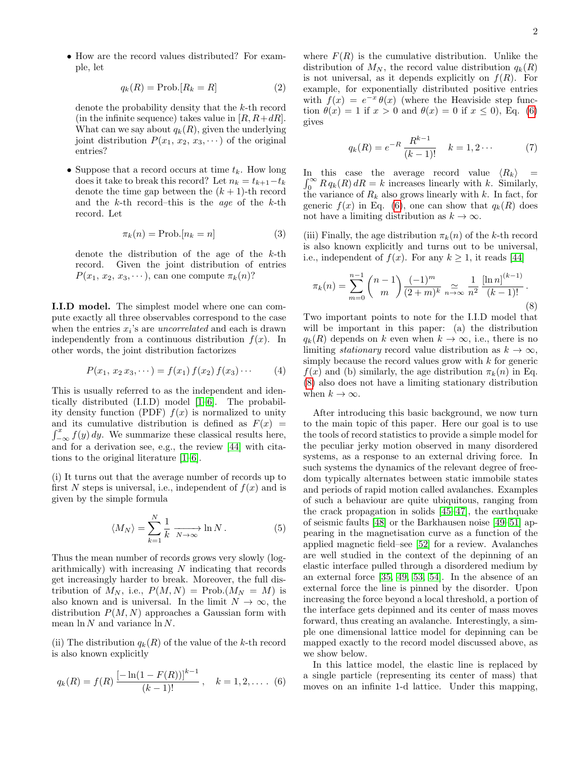- How are the record values distributed? For example, let

$$q_k(R) = \text{Prob.}[R_k = R] \tag{2}$$

denote the probability density that the $k$-th record (in the infinite sequence) takes value in $[R, R+dR]$. What can we say about $q_k(R)$, given the underlying joint distribution $P(x_1,\, x_2,\, x_3, \cdots)$ of the original entries?

- Suppose that a record occurs at time $t_k$. How long does it take to break this record? Let $n_k = t_{k+1} - t_k$ denote the time gap between the $(k+1)$-th record and the $k$-th record–this is the *age* of the $k$-th record. Let

$$\pi_k(n) = \text{Prob.}[n_k = n] \tag{3}$$

denote the distribution of the age of the $k$-th record. Given the joint distribution of entries $P(x_1,\, x_2,\, x_3, \cdots)$, can one compute $\pi_k(n)$?

**I.I.D model.** The simplest model where one can compute exactly all three observables correspond to the case when the entries $x_i$'s are *uncorrelated* and each is drawn independently from a continuous distribution $f(x)$. In other words, the joint distribution factorizes

$$P(x_1,\, x_2\, x_3, \cdots) = f(x_1)\, f(x_2)\, f(x_3) \cdots \tag{4}$$

This is usually referred to as the independent and identically distributed (I.I.D) model [1–6]. The probability density function (PDF) $f(x)$ is normalized to unity and its cumulative distribution is defined as $F(x) = \int_{-\infty}^{x} f(y)\, dy$. We summarize these classical results here, and for a derivation see, e.g., the review [44] with citations to the original literature [1–6].

(i) It turns out that the average number of records up to first $N$ steps is universal, i.e., independent of $f(x)$ and is given by the simple formula

$$\langle M_N \rangle = \sum_{k=1}^{N} \frac{1}{k} \xrightarrow[N\to\infty]{} \ln N\, . \tag{5}$$

Thus the mean number of records grows very slowly (logarithmically) with increasing $N$ indicating that records get increasingly harder to break. Moreover, the full distribution of $M_N$, i.e., $P(M,N) = \text{Prob.}(M_N = M)$ is also known and is universal. In the limit $N \to \infty$, the distribution $P(M,N)$ approaches a Gaussian form with mean $\ln N$ and variance $\ln N$.

(ii) The distribution $q_k(R)$ of the value of the $k$-th record is also known explicitly

$$q_k(R) = f(R)\, \frac{[-\ln(1-F(R))]^{k-1}}{(k-1)!}\, , \quad k = 1, 2, \ldots. \tag{6}$$

where $F(R)$ is the cumulative distribution. Unlike the distribution of $M_N$, the record value distribution $q_k(R)$ is not universal, as it depends explicitly on $f(R)$. For example, for exponentially distributed positive entries with $f(x) = e^{-x}\, \theta(x)$ (where the Heaviside step function $\theta(x) = 1$ if $x > 0$ and $\theta(x) = 0$ if $x \le 0$), Eq. (6) gives

$$q_k(R) = e^{-R}\, \frac{R^{k-1}}{(k-1)!} \quad k = 1, 2 \cdots \tag{7}$$

In this case the average record value $\langle R_k \rangle = \int_0^\infty R\, q_k(R)\, dR = k$ increases linearly with $k$. Similarly, the variance of $R_k$ also grows linearly with $k$. In fact, for generic $f(x)$ in Eq. (6), one can show that $q_k(R)$ does not have a limiting distribution as $k \to \infty$.

(iii) Finally, the age distribution $\pi_k(n)$ of the $k$-th record is also known explicitly and turns out to be universal, i.e., independent of $f(x)$. For any $k \ge 1$, it reads [44]

$$\pi_k(n) = \sum_{m=0}^{n-1} \binom{n-1}{m} \frac{(-1)^m}{(2+m)^k} \underset{n\to\infty}{\simeq} \frac{1}{n^2}\, \frac{[\ln n]^{(k-1)}}{(k-1)!}\, . \tag{8}$$

Two important points to note for the I.I.D model that will be important in this paper: (a) the distribution $q_k(R)$ depends on $k$ even when $k \to \infty$, i.e., there is no limiting *stationary* record value distribution as $k \to \infty$, simply because the record values grow with $k$ for generic $f(x)$ and (b) similarly, the age distribution $\pi_k(n)$ in Eq. (8) also does not have a limiting stationary distribution when $k \to \infty$.

After introducing this basic background, we now turn to the main topic of this paper. Here our goal is to use the tools of record statistics to provide a simple model for the peculiar jerky motion observed in many disordered systems, as a response to an external driving force. In such systems the dynamics of the relevant degree of freedom typically alternates between static immobile states and periods of rapid motion called avalanches. Examples of such a behaviour are quite ubiquitous, ranging from the crack propagation in solids [45–47], the earthquake of seismic faults [48] or the Barkhausen noise [49–51] appearing in the magnetisation curve as a function of the applied magnetic field–see [52] for a review. Avalanches are well studied in the context of the depinning of an elastic interface pulled through a disordered medium by an external force [35, 49, 53, 54]. In the absence of an external force the line is pinned by the disorder. Upon increasing the force beyond a local threshold, a portion of the interface gets depinned and its center of mass moves forward, thus creating an avalanche. Interestingly, a simple one dimensional lattice model for depinning can be mapped exactly to the record model discussed above, as we show below.

In this lattice model, the elastic line is replaced by a single particle (representing its center of mass) that moves on an infinite 1-d lattice. Under this mapping,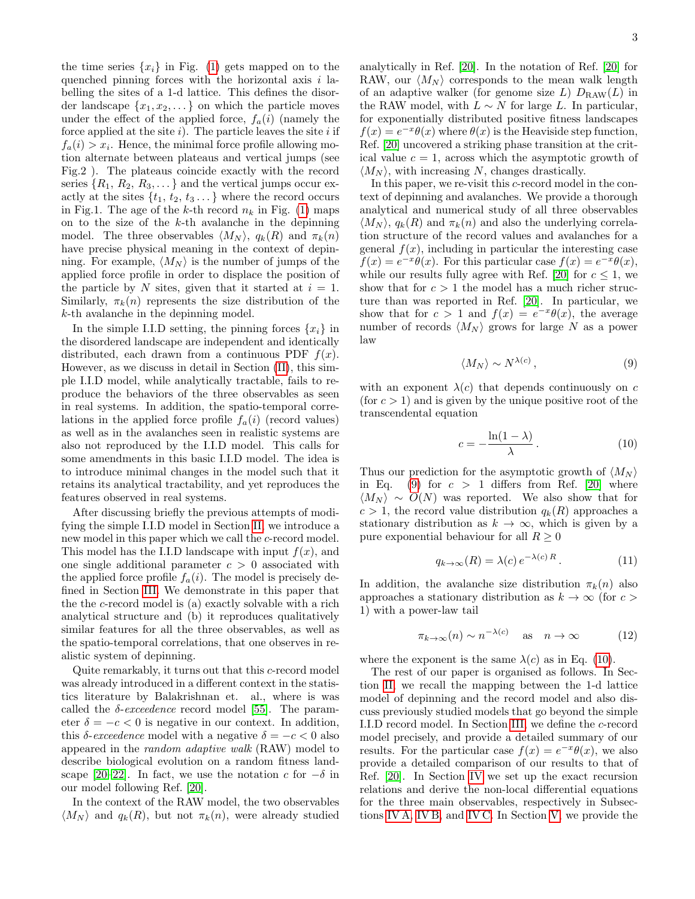the time series $\{x_i\}$ in Fig. (1) gets mapped on to the quenched pinning forces with the horizontal axis $i$ labelling the sites of a 1-d lattice. This defines the disorder landscape $\{x_1, x_2, \dots\}$ on which the particle moves under the effect of the applied force, $f_a(i)$ (namely the force applied at the site $i$). The particle leaves the site $i$ if $f_a(i) > x_i$. Hence, the minimal force profile allowing motion alternate between plateaus and vertical jumps (see Fig.2 ). The plateaus coincide exactly with the record series $\{R_1, R_2, R_3, \dots\}$ and the vertical jumps occur exactly at the sites $\{t_1, t_2, t_3 \dots\}$ where the record occurs in Fig.1. The age of the $k$-th record $n_k$ in Fig. (1) maps on to the size of the $k$-th avalanche in the depinning model. The three observables $\langle M_N \rangle$, $q_k(R)$ and $\pi_k(n)$ have precise physical meaning in the context of depinning. For example, $\langle M_N \rangle$ is the number of jumps of the applied force profile in order to displace the position of the particle by $N$ sites, given that it started at $i = 1$. Similarly, $\pi_k(n)$ represents the size distribution of the $k$-th avalanche in the depinning model.

In the simple I.I.D setting, the pinning forces $\{x_i\}$ in the disordered landscape are independent and identically distributed, each drawn from a continuous PDF $f(x)$. However, as we discuss in detail in Section (II), this simple I.I.D model, while analytically tractable, fails to reproduce the behaviors of the three observables as seen in real systems. In addition, the spatio-temporal correlations in the applied force profile $f_a(i)$ (record values) as well as in the avalanches seen in realistic systems are also not reproduced by the I.I.D model. This calls for some amendments in this basic I.I.D model. The idea is to introduce minimal changes in the model such that it retains its analytical tractability, and yet reproduces the features observed in real systems.

After discussing briefly the previous attempts of modifying the simple I.I.D model in Section II, we introduce a new model in this paper which we call the $c$-record model. This model has the I.I.D landscape with input $f(x)$, and one single additional parameter $c > 0$ associated with the applied force profile $f_a(i)$. The model is precisely defined in Section III. We demonstrate in this paper that the the $c$-record model is (a) exactly solvable with a rich analytical structure and (b) it reproduces qualitatively similar features for all the three observables, as well as the spatio-temporal correlations, that one observes in realistic system of depinning.

Quite remarkably, it turns out that this $c$-record model was already introduced in a different context in the statistics literature by Balakrishnan et. al., where is was called the $\delta$-*exceedence* record model [55]. The parameter $\delta = -c < 0$ is negative in our context. In addition, this $\delta$-*exceedence* model with a negative $\delta = -c < 0$ also appeared in the *random adaptive walk* (RAW) model to describe biological evolution on a random fitness landscape [20–22]. In fact, we use the notation $c$ for $-\delta$ in our model following Ref. [20].

In the context of the RAW model, the two observables $\langle M_N \rangle$ and $q_k(R)$, but not $\pi_k(n)$, were already studied analytically in Ref. [20]. In the notation of Ref. [20] for RAW, our $\langle M_N \rangle$ corresponds to the mean walk length of an adaptive walker (for genome size $L$) $D_{\mathrm{RAW}}(L)$ in the RAW model, with $L \sim N$ for large $L$. In particular, for exponentially distributed positive fitness landscapes $f(x) = e^{-x}\theta(x)$ where $\theta(x)$ is the Heaviside step function, Ref. [20] uncovered a striking phase transition at the critical value $c = 1$, across which the asymptotic growth of $\langle M_N \rangle$, with increasing $N$, changes drastically.

In this paper, we re-visit this $c$-record model in the context of depinning and avalanches. We provide a thorough analytical and numerical study of all three observables $\langle M_N \rangle$, $q_k(R)$ and $\pi_k(n)$ and also the underlying correlation structure of the record values and avalanches for a general $f(x)$, including in particular the interesting case $f(x) = e^{-x}\theta(x)$. For this particular case $f(x) = e^{-x}\theta(x)$, while our results fully agree with Ref. [20] for $c \le 1$, we show that for $c > 1$ the model has a much richer structure than was reported in Ref. [20]. In particular, we show that for $c > 1$ and $f(x) = e^{-x}\theta(x)$, the average number of records $\langle M_N \rangle$ grows for large $N$ as a power law

$$\langle M_N \rangle \sim N^{\lambda(c)}\,, \tag{9}$$

with an exponent $\lambda(c)$ that depends continuously on $c$ (for $c > 1$) and is given by the unique positive root of the transcendental equation

$$c = -\frac{\ln(1-\lambda)}{\lambda}\,. \tag{10}$$

Thus our prediction for the asymptotic growth of $\langle M_N \rangle$ in Eq. (9) for $c > 1$ differs from Ref. [20] where $\langle M_N \rangle \sim O(N)$ was reported. We also show that for $c > 1$, the record value distribution $q_k(R)$ approaches a stationary distribution as $k \to \infty$, which is given by a pure exponential behaviour for all $R \ge 0$

$$q_{k\to\infty}(R) = \lambda(c)\, e^{-\lambda(c)\, R}\,. \tag{11}$$

In addition, the avalanche size distribution $\pi_k(n)$ also approaches a stationary distribution as $k \to \infty$ (for $c > 1$) with a power-law tail

$$\pi_{k\to\infty}(n) \sim n^{-\lambda(c)} \quad \text{as} \quad n \to \infty \tag{12}$$

where the exponent is the same $\lambda(c)$ as in Eq. (10).

The rest of our paper is organised as follows. In Section II, we recall the mapping between the 1-d lattice model of depinning and the record model and also discuss previously studied models that go beyond the simple I.I.D record model. In Section III, we define the $c$-record model precisely, and provide a detailed summary of our results. For the particular case $f(x) = e^{-x}\theta(x)$, we also provide a detailed comparison of our results to that of Ref. [20]. In Section IV we set up the exact recursion relations and derive the non-local differential equations for the three main observables, respectively in Subsections IV A, IV B, and IV C. In Section V, we provide the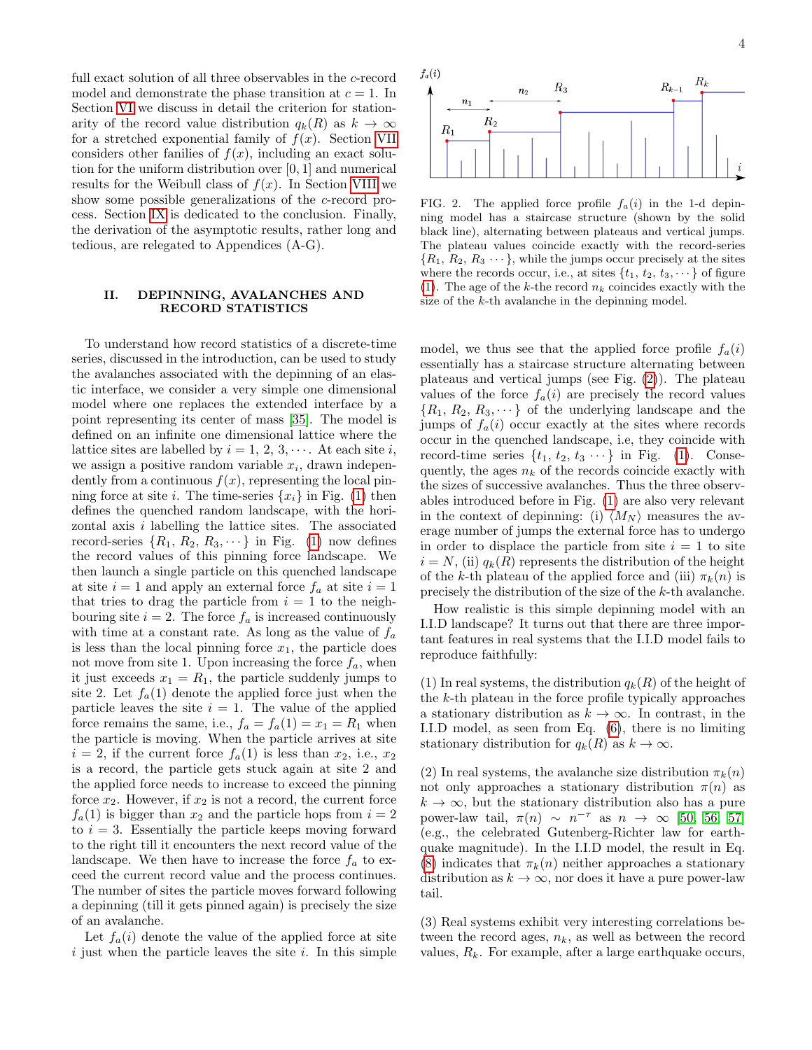full exact solution of all three observables in the $c$-record model and demonstrate the phase transition at $c = 1$. In Section VI we discuss in detail the criterion for stationarity of the record value distribution $q_k(R)$ as $k \to \infty$ for a stretched exponential family of $f(x)$. Section VII considers other fanilies of $f(x)$, including an exact solution for the uniform distribution over $[0, 1]$ and numerical results for the Weibull class of $f(x)$. In Section VIII we show some possible generalizations of the $c$-record process. Section IX is dedicated to the conclusion. Finally, the derivation of the asymptotic results, rather long and tedious, are relegated to Appendices (A-G).

## II. DEPINNING, AVALANCHES AND RECORD STATISTICS

To understand how record statistics of a discrete-time series, discussed in the introduction, can be used to study the avalanches associated with the depinning of an elastic interface, we consider a very simple one dimensional model where one replaces the extended interface by a point representing its center of mass [35]. The model is defined on an infinite one dimensional lattice where the lattice sites are labelled by $i = 1, 2, 3, \cdots$. At each site $i$, we assign a positive random variable $x_i$, drawn independently from a continuous $f(x)$, representing the local pinning force at site $i$. The time-series $\{x_i\}$ in Fig. (1) then defines the quenched random landscape, with the horizontal axis $i$ labelling the lattice sites. The associated record-series $\{R_1, R_2, R_3, \cdots\}$ in Fig. (1) now defines the record values of this pinning force landscape. We then launch a single particle on this quenched landscape at site $i = 1$ and apply an external force $f_a$ at site $i = 1$ that tries to drag the particle from $i = 1$ to the neighbouring site $i = 2$. The force $f_a$ is increased continuously with time at a constant rate. As long as the value of $f_a$ is less than the local pinning force $x_1$, the particle does not move from site 1. Upon increasing the force $f_a$, when it just exceeds $x_1 = R_1$, the particle suddenly jumps to site 2. Let $f_a(1)$ denote the applied force just when the particle leaves the site $i = 1$. The value of the applied force remains the same, i.e., $f_a = f_a(1) = x_1 = R_1$ when the particle is moving. When the particle arrives at site $i = 2$, if the current force $f_a(1)$ is less than $x_2$, i.e., $x_2$ is a record, the particle gets stuck again at site 2 and the applied force needs to increase to exceed the pinning force $x_2$. However, if $x_2$ is not a record, the current force $f_a(1)$ is bigger than $x_2$ and the particle hops from $i = 2$ to $i = 3$. Essentially the particle keeps moving forward to the right till it encounters the next record value of the landscape. We then have to increase the force $f_a$ to exceed the current record value and the process continues. The number of sites the particle moves forward following a depinning (till it gets pinned again) is precisely the size of an avalanche.

Let $f_a(i)$ denote the value of the applied force at site $i$ just when the particle leaves the site $i$. In this simple model, we thus see that the applied force profile $f_a(i)$ essentially has a staircase structure alternating between plateaus and vertical jumps (see Fig. (2)). The plateau values of the force $f_a(i)$ are precisely the record values $\{R_1, R_2, R_3, \cdots\}$ of the underlying landscape and the jumps of $f_a(i)$ occur exactly at the sites where records occur in the quenched landscape, i.e, they coincide with record-time series $\{t_1, t_2, t_3 \cdots\}$ in Fig. (1). Consequently, the ages $n_k$ of the records coincide exactly with the sizes of successive avalanches. Thus the three observables introduced before in Fig. (1) are also very relevant in the context of depinning: (i) $\langle M_N \rangle$ measures the average number of jumps the external force has to undergo in order to displace the particle from site $i = 1$ to site $i = N$, (ii) $q_k(R)$ represents the distribution of the height of the $k$-th plateau of the applied force and (iii) $\pi_k(n)$ is precisely the distribution of the size of the $k$-th avalanche.

FIG. 2. The applied force profile $f_a(i)$ in the 1-d depinning model has a staircase structure (shown by the solid black line), alternating between plateaus and vertical jumps. The plateau values coincide exactly with the record-series $\{R_1, R_2, R_3 \cdots\}$, while the jumps occur precisely at the sites where the records occur, i.e., at sites $\{t_1, t_2, t_3, \cdots\}$ of figure (1). The age of the $k$-the record $n_k$ coincides exactly with the size of the $k$-th avalanche in the depinning model.

How realistic is this simple depinning model with an I.I.D landscape? It turns out that there are three important features in real systems that the I.I.D model fails to reproduce faithfully:

(1) In real systems, the distribution $q_k(R)$ of the height of the $k$-th plateau in the force profile typically approaches a stationary distribution as $k \to \infty$. In contrast, in the I.I.D model, as seen from Eq. (6), there is no limiting stationary distribution for $q_k(R)$ as $k \to \infty$.

(2) In real systems, the avalanche size distribution $\pi_k(n)$ not only approaches a stationary distribution $\pi(n)$ as $k \to \infty$, but the stationary distribution also has a pure power-law tail, $\pi(n) \sim n^{-\tau}$ as $n \to \infty$ [50, 56, 57] (e.g., the celebrated Gutenberg-Richter law for earthquake magnitude). In the I.I.D model, the result in Eq. (8) indicates that $\pi_k(n)$ neither approaches a stationary distribution as $k \to \infty$, nor does it have a pure power-law tail.

(3) Real systems exhibit very interesting correlations between the record ages, $n_k$, as well as between the record values, $R_k$. For example, after a large earthquake occurs,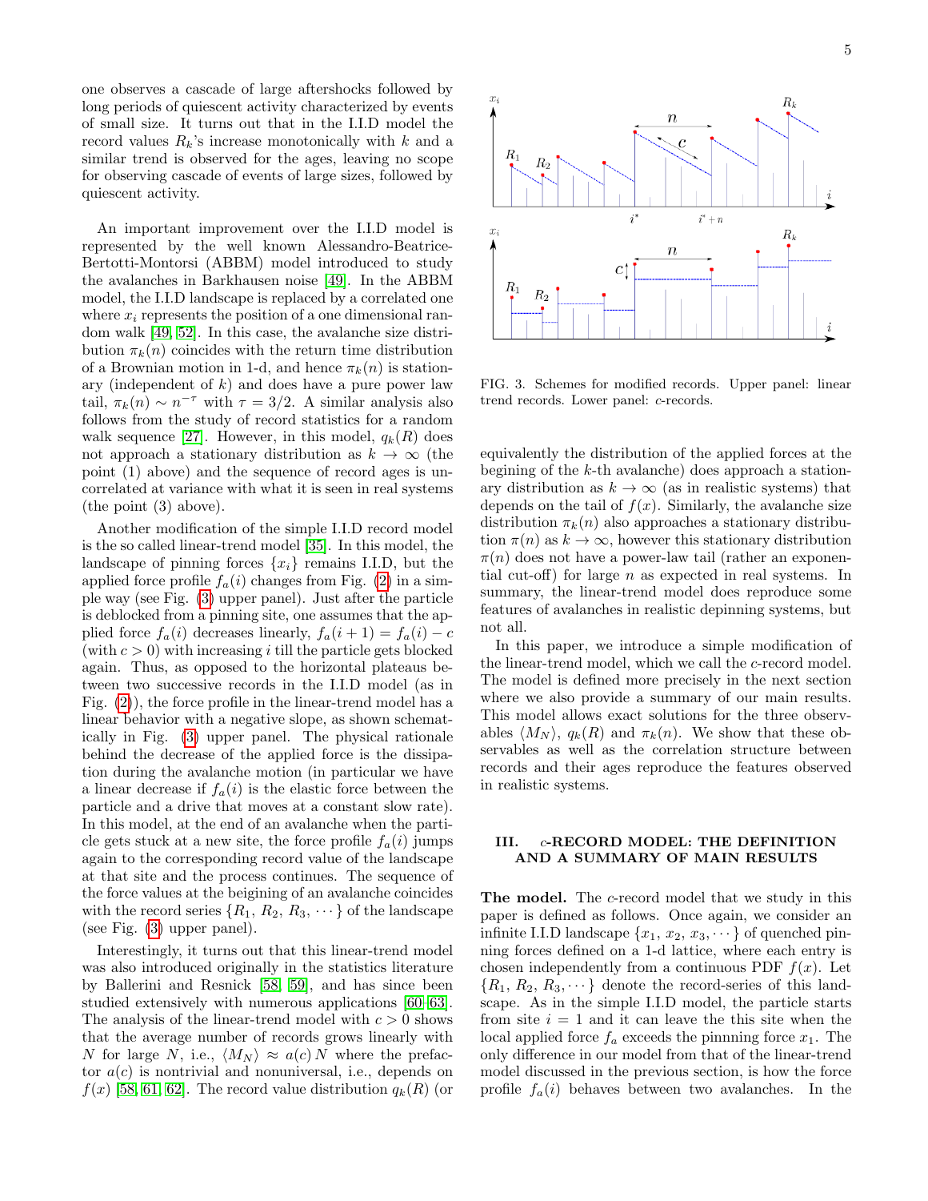one observes a cascade of large aftershocks followed by long periods of quiescent activity characterized by events of small size. It turns out that in the I.I.D model the record values $R_k$'s increase monotonically with $k$ and a similar trend is observed for the ages, leaving no scope for observing cascade of events of large sizes, followed by quiescent activity.

An important improvement over the I.I.D model is represented by the well known Alessandro-Beatrice-Bertotti-Montorsi (ABBM) model introduced to study the avalanches in Barkhausen noise [49]. In the ABBM model, the I.I.D landscape is replaced by a correlated one where $x_i$ represents the position of a one dimensional random walk [49, 52]. In this case, the avalanche size distribution $\pi_k(n)$ coincides with the return time distribution of a Brownian motion in 1-d, and hence $\pi_k(n)$ is stationary (independent of $k$) and does have a pure power law tail, $\pi_k(n) \sim n^{-\tau}$ with $\tau = 3/2$. A similar analysis also follows from the study of record statistics for a random walk sequence [27]. However, in this model, $q_k(R)$ does not approach a stationary distribution as $k \to \infty$ (the point (1) above) and the sequence of record ages is uncorrelated at variance with what it is seen in real systems (the point (3) above).

Another modification of the simple I.I.D record model is the so called linear-trend model [35]. In this model, the landscape of pinning forces $\{x_i\}$ remains I.I.D, but the applied force profile $f_a(i)$ changes from Fig. (2) in a simple way (see Fig. (3) upper panel). Just after the particle is deblocked from a pinning site, one assumes that the applied force $f_a(i)$ decreases linearly, $f_a(i+1) = f_a(i) - c$ (with $c > 0$) with increasing $i$ till the particle gets blocked again. Thus, as opposed to the horizontal plateaus between two successive records in the I.I.D model (as in Fig. (2)), the force profile in the linear-trend model has a linear behavior with a negative slope, as shown schematically in Fig. (3) upper panel. The physical rationale behind the decrease of the applied force is the dissipation during the avalanche motion (in particular we have a linear decrease if $f_a(i)$ is the elastic force between the particle and a drive that moves at a constant slow rate). In this model, at the end of an avalanche when the particle gets stuck at a new site, the force profile $f_a(i)$ jumps again to the corresponding record value of the landscape at that site and the process continues. The sequence of the force values at the begining of an avalanche coincides with the record series $\{R_1, R_2, R_3, \cdots\}$ of the landscape (see Fig. (3) upper panel).

Interestingly, it turns out that this linear-trend model was also introduced originally in the statistics literature by Ballerini and Resnick [58, 59], and has since been studied extensively with numerous applications [60–63]. The analysis of the linear-trend model with $c > 0$ shows that the average number of records grows linearly with $N$ for large $N$, i.e., $\langle M_N \rangle \approx a(c)\, N$ where the prefactor $a(c)$ is nontrivial and nonuniversal, i.e., depends on $f(x)$ [58, 61, 62]. The record value distribution $q_k(R)$ (or equivalently the distribution of the applied forces at the begining of the $k$-th avalanche) does approach a stationary distribution as $k \to \infty$ (as in realistic systems) that depends on the tail of $f(x)$. Similarly, the avalanche size distribution $\pi_k(n)$ also approaches a stationary distribution $\pi(n)$ as $k \to \infty$, however this stationary distribution $\pi(n)$ does not have a power-law tail (rather an exponential cut-off) for large $n$ as expected in real systems. In summary, the linear-trend model does reproduce some features of avalanches in realistic depinning systems, but not all.

FIG. 3. Schemes for modified records. Upper panel: linear trend records. Lower panel: $c$-records.

In this paper, we introduce a simple modification of the linear-trend model, which we call the $c$-record model. The model is defined more precisely in the next section where we also provide a summary of our main results. This model allows exact solutions for the three observables $\langle M_N \rangle$, $q_k(R)$ and $\pi_k(n)$. We show that these observables as well as the correlation structure between records and their ages reproduce the features observed in realistic systems.

## III. $c$-RECORD MODEL: THE DEFINITION AND A SUMMARY OF MAIN RESULTS

**The model.** The $c$-record model that we study in this paper is defined as follows. Once again, we consider an infinite I.I.D landscape $\{x_1, x_2, x_3, \cdots\}$ of quenched pinning forces defined on a 1-d lattice, where each entry is chosen independently from a continuous PDF $f(x)$. Let $\{R_1, R_2, R_3, \cdots\}$ denote the record-series of this landscape. As in the simple I.I.D model, the particle starts from site $i = 1$ and it can leave the this site when the local applied force $f_a$ exceeds the pinning force $x_1$. The only difference in our model from that of the linear-trend model discussed in the previous section, is how the force profile $f_a(i)$ behaves between two avalanches. In the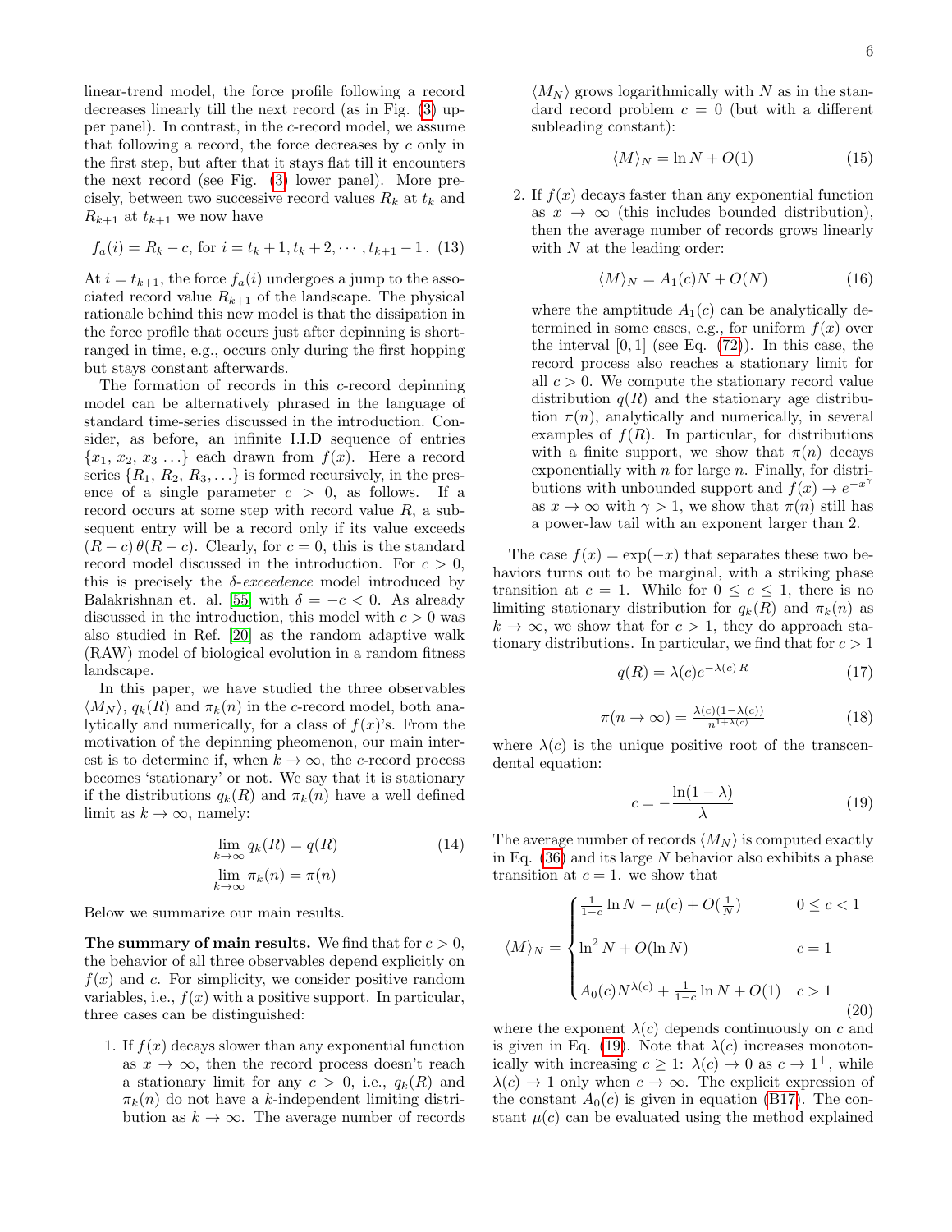linear-trend model, the force profile following a record decreases linearly till the next record (as in Fig. (3) upper panel). In contrast, in the $c$-record model, we assume that following a record, the force decreases by $c$ only in the first step, but after that it stays flat till it encounters the next record (see Fig. (3) lower panel). More precisely, between two successive record values $R_k$ at $t_k$ and $R_{k+1}$ at $t_{k+1}$ we now have

$$f_a(i) = R_k - c, \text{ for } i = t_k + 1, t_k + 2, \cdots, t_{k+1} - 1\,. \quad (13)$$

At $i = t_{k+1}$, the force $f_a(i)$ undergoes a jump to the associated record value $R_{k+1}$ of the landscape. The physical rationale behind this new model is that the dissipation in the force profile that occurs just after depinning is short-ranged in time, e.g., occurs only during the first hopping but stays constant afterwards.

The formation of records in this $c$-record depinning model can be alternatively phrased in the language of standard time-series discussed in the introduction. Consider, as before, an infinite I.I.D sequence of entries $\{x_1, x_2, x_3 \ldots\}$ each drawn from $f(x)$. Here a record series $\{R_1, R_2, R_3, \ldots\}$ is formed recursively, in the presence of a single parameter $c > 0$, as follows. If a record occurs at some step with record value $R$, a subsequent entry will be a record only if its value exceeds $(R - c)\,\theta(R - c)$. Clearly, for $c = 0$, this is the standard record model discussed in the introduction. For $c > 0$, this is precisely the $\delta$-*exceedence* model introduced by Balakrishnan et. al. [55] with $\delta = -c < 0$. As already discussed in the introduction, this model with $c > 0$ was also studied in Ref. [20] as the random adaptive walk (RAW) model of biological evolution in a random fitness landscape.

In this paper, we have studied the three observables $\langle M_N \rangle$, $q_k(R)$ and $\pi_k(n)$ in the $c$-record model, both analytically and numerically, for a class of $f(x)$'s. From the motivation of the depinning pheomenon, our main interest is to determine if, when $k \to \infty$, the $c$-record process becomes 'stationary' or not. We say that it is stationary if the distributions $q_k(R)$ and $\pi_k(n)$ have a well defined limit as $k \to \infty$, namely:

$$\lim_{k\to\infty} q_k(R) = q(R) \quad (14)$$
$$\lim_{k\to\infty} \pi_k(n) = \pi(n)$$

Below we summarize our main results.

**The summary of main results.** We find that for $c > 0$, the behavior of all three observables depend explicitly on $f(x)$ and $c$. For simplicity, we consider positive random variables, i.e., $f(x)$ with a positive support. In particular, three cases can be distinguished:

1. If $f(x)$ decays slower than any exponential function as $x \to \infty$, then the record process doesn't reach a stationary limit for any $c > 0$, i.e., $q_k(R)$ and $\pi_k(n)$ do not have a $k$-independent limiting distribution as $k \to \infty$. The average number of records $\langle M_N \rangle$ grows logarithmically with $N$ as in the standard record problem $c = 0$ (but with a different subleading constant):

$$\langle M \rangle_N = \ln N + O(1) \quad (15)$$

2. If $f(x)$ decays faster than any exponential function as $x \to \infty$ (this includes bounded distribution), then the average number of records grows linearly with $N$ at the leading order:

$$\langle M \rangle_N = A_1(c)N + O(N) \quad (16)$$

where the amptitude $A_1(c)$ can be analytically determined in some cases, e.g., for uniform $f(x)$ over the interval $[0, 1]$ (see Eq. (72)). In this case, the record process also reaches a stationary limit for all $c > 0$. We compute the stationary record value distribution $q(R)$ and the stationary age distribution $\pi(n)$, analytically and numerically, in several examples of $f(R)$. In particular, for distributions with a finite support, we show that $\pi(n)$ decays exponentially with $n$ for large $n$. Finally, for distributions with unbounded support and $f(x) \to e^{-x^\gamma}$ as $x \to \infty$ with $\gamma > 1$, we show that $\pi(n)$ still has a power-law tail with an exponent larger than 2.

The case $f(x) = \exp(-x)$ that separates these two behaviors turns out to be marginal, with a striking phase transition at $c = 1$. While for $0 \le c \le 1$, there is no limiting stationary distribution for $q_k(R)$ and $\pi_k(n)$ as $k \to \infty$, we show that for $c > 1$, they do approach stationary distributions. In particular, we find that for $c > 1$

$$q(R) = \lambda(c) e^{-\lambda(c)\,R} \quad (17)$$

$$\pi(n \to \infty) = \frac{\lambda(c)(1-\lambda(c))}{n^{1+\lambda(c)}} \quad (18)$$

where $\lambda(c)$ is the unique positive root of the transcendental equation:

$$c = -\frac{\ln(1-\lambda)}{\lambda} \quad (19)$$

The average number of records $\langle M_N \rangle$ is computed exactly in Eq. (36) and its large $N$ behavior also exhibits a phase transition at $c = 1$. we show that

$$\langle M \rangle_N = \begin{cases} \frac{1}{1-c} \ln N - \mu(c) + O(\frac{1}{N}) & 0 \le c < 1 \\ \\ \ln^2 N + O(\ln N) & c = 1 \\ \\ A_0(c) N^{\lambda(c)} + \frac{1}{1-c} \ln N + O(1) & c > 1 \end{cases} \quad (20)$$

where the exponent $\lambda(c)$ depends continuously on $c$ and is given in Eq. (19). Note that $\lambda(c)$ increases monotonically with increasing $c \ge 1$: $\lambda(c) \to 0$ as $c \to 1^+$, while $\lambda(c) \to 1$ only when $c \to \infty$. The explicit expression of the constant $A_0(c)$ is given in equation (B17). The constant $\mu(c)$ can be evaluated using the method explained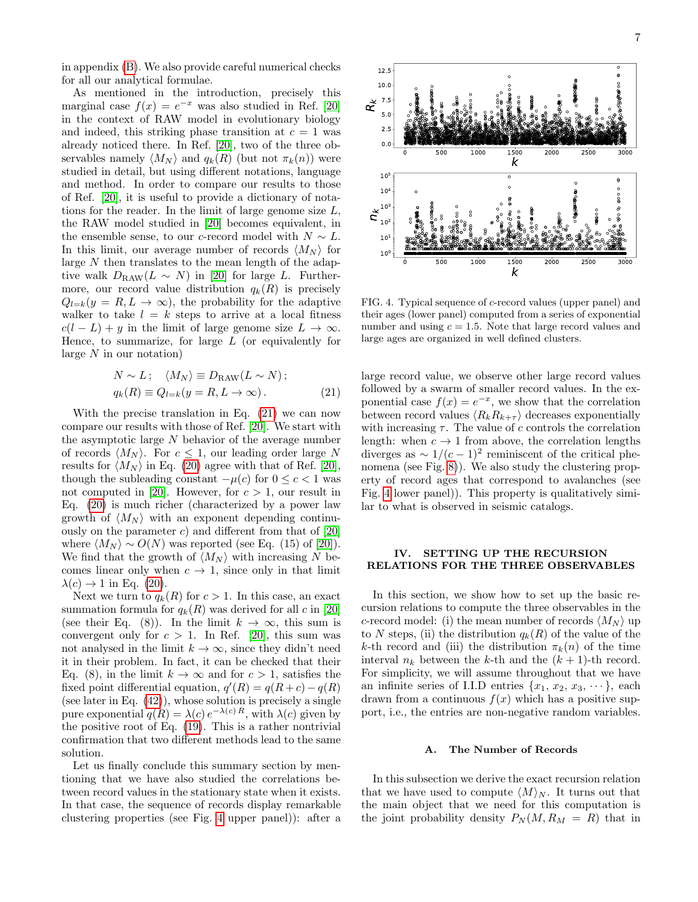in appendix (B). We also provide careful numerical checks for all our analytical formulae.

As mentioned in the introduction, precisely this marginal case $f(x) = e^{-x}$ was also studied in Ref. [20] in the context of RAW model in evolutionary biology and indeed, this striking phase transition at $c = 1$ was already noticed there. In Ref. [20], two of the three observables namely $\langle M_N \rangle$ and $q_k(R)$ (but not $\pi_k(n)$) were studied in detail, but using different notations, language and method. In order to compare our results to those of Ref. [20], it is useful to provide a dictionary of notations for the reader. In the limit of large genome size $L$, the RAW model studied in [20] becomes equivalent, in the ensemble sense, to our $c$-record model with $N \sim L$. In this limit, our average number of records $\langle M_N \rangle$ for large $N$ then translates to the mean length of the adaptive walk $D_{\rm RAW}(L \sim N)$ in [20] for large $L$. Furthermore, our record value distribution $q_k(R)$ is precisely $Q_{l=k}(y = R, L \to \infty)$, the probability for the adaptive walker to take $l = k$ steps to arrive at a local fitness $c(l - L) + y$ in the limit of large genome size $L \to \infty$. Hence, to summarize, for large $L$ (or equivalently for large $N$ in our notation)

$$
\begin{aligned}
&N \sim L\,; \quad \langle M_N \rangle \equiv D_{\rm RAW}(L \sim N)\,; \\
&q_k(R) \equiv Q_{l=k}(y = R, L \to \infty)\,. 
\end{aligned}
\tag{21}
$$

With the precise translation in Eq. (21) we can now compare our results with those of Ref. [20]. We start with the asymptotic large $N$ behavior of the average number of records $\langle M_N \rangle$. For $c \leq 1$, our leading order large $N$ results for $\langle M_N \rangle$ in Eq. (20) agree with that of Ref. [20], though the subleading constant $-\mu(c)$ for $0 \leq c < 1$ was not computed in [20]. However, for $c > 1$, our result in Eq. (20) is much richer (characterized by a power law growth of $\langle M_N \rangle$ with an exponent depending continuously on the parameter $c$) and different from that of [20] where $\langle M_N \rangle \sim O(N)$ was reported (see Eq. (15) of [20]). We find that the growth of $\langle M_N \rangle$ with increasing $N$ becomes linear only when $c \to 1$, since only in that limit $\lambda(c) \to 1$ in Eq. (20).

Next we turn to $q_k(R)$ for $c > 1$. In this case, an exact summation formula for $q_k(R)$ was derived for all $c$ in [20] (see their Eq. (8)). In the limit $k \to \infty$, this sum is convergent only for $c > 1$. In Ref. [20], this sum was not analysed in the limit $k \to \infty$, since they didn't need it in their problem. In fact, it can be checked that their Eq. (8), in the limit $k \to \infty$ and for $c > 1$, satisfies the fixed point differential equation, $q'(R) = q(R + c) - q(R)$ (see later in Eq. (42)), whose solution is precisely a single pure exponential $q(R) = \lambda(c)\, e^{-\lambda(c)\, R}$, with $\lambda(c)$ given by the positive root of Eq. (19). This is a rather nontrivial confirmation that two different methods lead to the same solution.

Let us finally conclude this summary section by mentioning that we have also studied the correlations between record values in the stationary state when it exists. In that case, the sequence of records display remarkable clustering properties (see Fig. 4 upper panel)): after a large record value, we observe other large record values followed by a swarm of smaller record values. In the exponential case $f(x) = e^{-x}$, we show that the correlation between record values $\langle R_k R_{k+\tau} \rangle$ decreases exponentially with increasing $\tau$. The value of $c$ controls the correlation length: when $c \to 1$ from above, the correlation lengths diverges as $\sim 1/(c - 1)^2$ reminiscent of the critical phenomena (see Fig. 8)). We also study the clustering property of record ages that correspond to avalanches (see Fig. 4 lower panel)). This property is qualitatively similar to what is observed in seismic catalogs.

FIG. 4. Typical sequence of $c$-record values (upper panel) and their ages (lower panel) computed from a series of exponential number and using $c = 1.5$. Note that large record values and large ages are organized in well defined clusters.

## IV. SETTING UP THE RECURSION RELATIONS FOR THE THREE OBSERVABLES

In this section, we show how to set up the basic recursion relations to compute the three observables in the $c$-record model: (i) the mean number of records $\langle M_N \rangle$ up to $N$ steps, (ii) the distribution $q_k(R)$ of the value of the $k$-th record and (iii) the distribution $\pi_k(n)$ of the time interval $n_k$ between the $k$-th and the $(k + 1)$-th record. For simplicity, we will assume throughout that we have an infinite series of I.I.D entries $\{x_1, x_2, x_3, \cdots\}$, each drawn from a continuous $f(x)$ which has a positive support, i.e., the entries are non-negative random variables.

### A. The Number of Records

In this subsection we derive the exact recursion relation that we have used to compute $\langle M \rangle_N$. It turns out that the main object that we need for this computation is the joint probability density $P_N(M, R_M = R)$ that in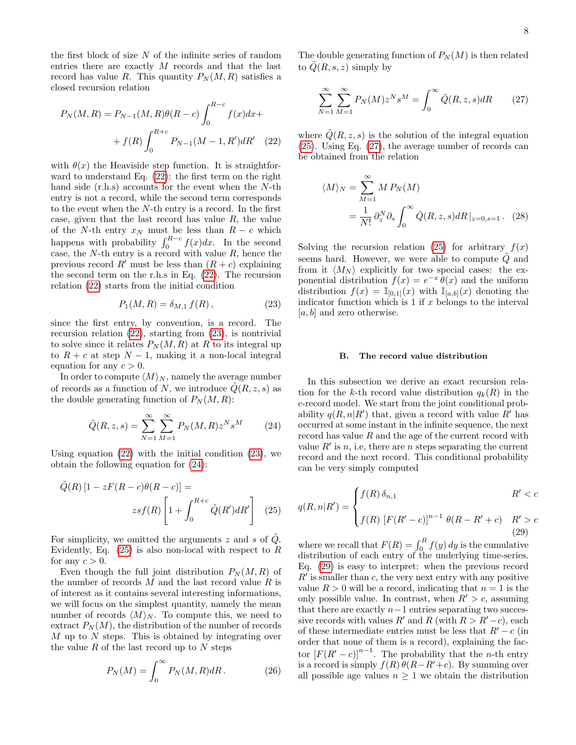the first block of size $N$ of the infinite series of random entries there are exactly $M$ records and that the last record has value $R$. This quantity $P_N(M,R)$ satisfies a closed recursion relation

$$P_N(M,R) = P_{N-1}(M,R)\theta(R-c)\int_0^{R-c} f(x)dx + \\ + f(R)\int_0^{R+c} P_{N-1}(M-1,R')dR' \quad (22)$$

with $\theta(x)$ the Heaviside step function. It is straightforward to understand Eq. (22): the first term on the right hand side (r.h.s) accounts for the event when the $N$-th entry is not a record, while the second term corresponds to the event when the $N$-th entry is a record. In the first case, given that the last record has value $R$, the value of the $N$-th entry $x_N$ must be less than $R-c$ which happens with probability $\int_0^{R-c} f(x)dx$. In the second case, the $N$-th entry is a record with value $R$, hence the previous record $R'$ must be less than $(R+c)$ explaining the second term on the r.h.s in Eq. (22). The recursion relation (22) starts from the initial condition

$$P_1(M,R) = \delta_{M,1}\, f(R)\,, \quad (23)$$

since the first entry, by convention, is a record. The recursion relation (22), starting from (23), is nontrivial to solve since it relates $P_N(M,R)$ at $R$ to its integral up to $R+c$ at step $N-1$, making it a non-local integral equation for any $c>0$.

In order to compute $\langle M\rangle_N$, namely the average number of records as a function of $N$, we introduce $\tilde{Q}(R,z,s)$ as the double generating function of $P_N(M,R)$:

$$\tilde{Q}(R,z,s) = \sum_{N=1}^{\infty}\sum_{M=1}^{\infty} P_N(M,R) z^N s^M \quad (24)$$

Using equation (22) with the initial condition (23), we obtain the following equation for (24):

$$\tilde{Q}(R)\left[1 - zF(R-c)\theta(R-c)\right] = \\ zsf(R)\left[1 + \int_0^{R+c}\tilde{Q}(R')dR'\right] \quad (25)$$

For simplicity, we omitted the arguments $z$ and $s$ of $\tilde{Q}$. Evidently, Eq. (25) is also non-local with respect to $R$ for any $c>0$.

Even though the full joint distribution $P_N(M,R)$ of the number of records $M$ and the last record value $R$ is of interest as it contains several interesting informations, we will focus on the simplest quantity, namely the mean number of records $\langle M\rangle_N$. To compute this, we need to extract $P_N(M)$, the distribution of the number of records $M$ up to $N$ steps. This is obtained by integrating over the value $R$ of the last record up to $N$ steps

$$P_N(M) = \int_0^{\infty} P_N(M,R)dR\,. \quad (26)$$

The double generating function of $P_N(M)$ is then related to $\tilde{Q}(R,s,z)$ simply by

$$\sum_{N=1}^{\infty}\sum_{M=1}^{\infty} P_N(M) z^N s^M = \int_0^{\infty}\tilde{Q}(R,z,s)dR \quad (27)$$

where $\tilde{Q}(R,z,s)$ is the solution of the integral equation (25). Using Eq. (27), the average number of records can be obtained from the relation

$$\langle M\rangle_N = \sum_{M=1}^{\infty} M\, P_N(M) \\ = \frac{1}{N!}\,\partial_z^N\partial_s\int_0^{\infty}\tilde{Q}(R,z,s)dR\,|_{z=0,s=1}\,. \quad (28)$$

Solving the recursion relation (25) for arbitrary $f(x)$ seems hard. However, we were able to compute $\tilde{Q}$ and from it $\langle M_N\rangle$ explicitly for two special cases: the exponential distribution $f(x) = e^{-x}\,\theta(x)$ and the uniform distribution $f(x) = \mathbb{I}_{[0,1]}(x)$ with $\mathbb{I}_{[a,b]}(x)$ denoting the indicator function which is 1 if $x$ belongs to the interval $[a,b]$ and zero otherwise.

### B. The record value distribution

In this subsection we derive an exact recursion relation for the $k$-th record value distribution $q_k(R)$ in the $c$-record model. We start from the joint conditional probability $q(R,n|R')$ that, given a record with value $R'$ has occurred at some instant in the infinite sequence, the next record has value $R$ and the age of the current record with value $R'$ is $n$, i.e, there are $n$ steps separating the current record and the next record. This conditional probability can be very simply computed

$$q(R,n|R') = \begin{cases} f(R)\,\delta_{n,1} & R' < c \\ f(R)\,\left[F(R'-c)\right]^{n-1}\,\theta(R-R'+c) & R' > c \end{cases} \quad (29)$$

where we recall that $F(R) = \int_0^R f(y)\,dy$ is the cumulative distribution of each entry of the underlying time-series. Eq. (29) is easy to interpret: when the previous record $R'$ is smaller than $c$, the very next entry with any positive value $R>0$ will be a record, indicating that $n=1$ is the only possible value. In contrast, when $R'>c$, assuming that there are exactly $n-1$ entries separating two successive records with values $R'$ and $R$ (with $R > R'-c$), each of these intermediate entries must be less that $R'-c$ (in order that none of them is a record), explaining the factor $\left[F(R'-c)\right]^{n-1}$. The probability that the $n$-th entry is a record is simply $f(R)\,\theta(R-R'+c)$. By summing over all possible age values $n\geq 1$ we obtain the distribution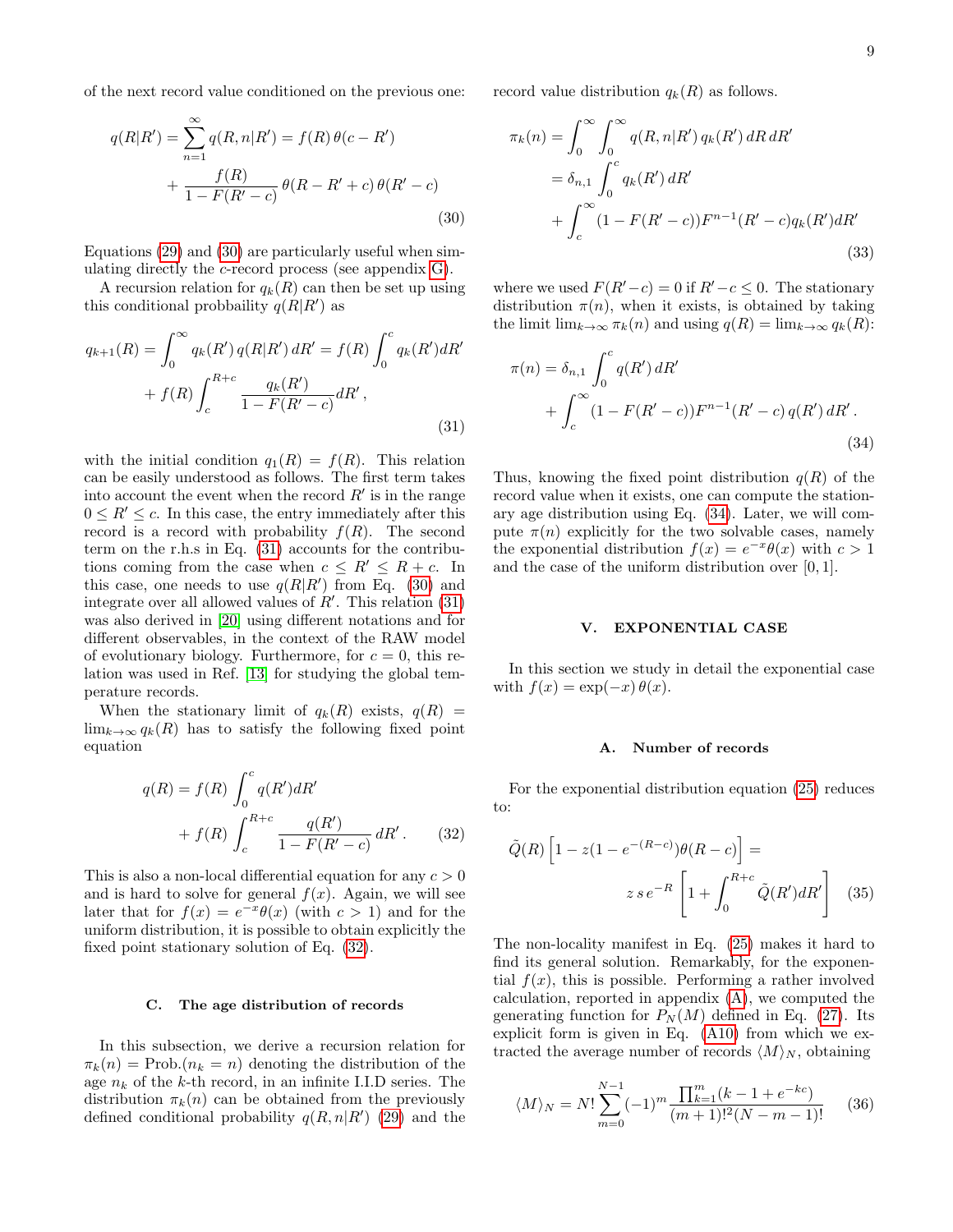of the next record value conditioned on the previous one:

$$q(R|R') = \sum_{n=1}^{\infty} q(R,n|R') = f(R)\,\theta(c-R') + \frac{f(R)}{1-F(R'-c)}\,\theta(R-R'+c)\,\theta(R'-c) \tag{30}$$

Equations (29) and (30) are particularly useful when simulating directly the $c$-record process (see appendix G).

A recursion relation for $q_k(R)$ can then be set up using this conditional probbaility $q(R|R')$ as

$$q_{k+1}(R) = \int_0^{\infty} q_k(R')\, q(R|R')\, dR' = f(R) \int_0^c q_k(R') dR' + f(R) \int_c^{R+c} \frac{q_k(R')}{1-F(R'-c)} dR' \,, \tag{31}$$

with the initial condition $q_1(R) = f(R)$. This relation can be easily understood as follows. The first term takes into account the event when the record $R'$ is in the range $0 \le R' \le c$. In this case, the entry immediately after this record is a record with probability $f(R)$. The second term on the r.h.s in Eq. (31) accounts for the contributions coming from the case when $c \le R' \le R+c$. In this case, one needs to use $q(R|R')$ from Eq. (30) and integrate over all allowed values of $R'$. This relation (31) was also derived in [20] using different notations and for different observables, in the context of the RAW model of evolutionary biology. Furthermore, for $c=0$, this relation was used in Ref. [13] for studying the global temperature records.

When the stationary limit of $q_k(R)$ exists, $q(R) = \lim_{k\to\infty} q_k(R)$ has to satisfy the following fixed point equation

$$q(R) = f(R) \int_0^c q(R') dR' + f(R) \int_c^{R+c} \frac{q(R')}{1-F(R'-c)}\, dR' \,. \tag{32}$$

This is also a non-local differential equation for any $c > 0$ and is hard to solve for general $f(x)$. Again, we will see later that for $f(x) = e^{-x}\theta(x)$ (with $c > 1$) and for the uniform distribution, it is possible to obtain explicitly the fixed point stationary solution of Eq. (32).

### C. The age distribution of records

In this subsection, we derive a recursion relation for $\pi_k(n) = \text{Prob.}(n_k = n)$ denoting the distribution of the age $n_k$ of the $k$-th record, in an infinite I.I.D series. The distribution $\pi_k(n)$ can be obtained from the previously defined conditional probability $q(R,n|R')$ (29) and the record value distribution $q_k(R)$ as follows.

$$\begin{aligned}\pi_k(n) &= \int_0^{\infty}\int_0^{\infty} q(R,n|R')\, q_k(R')\, dR\, dR' \\ &= \delta_{n,1} \int_0^c q_k(R')\, dR' \\ &\quad + \int_c^{\infty} (1-F(R'-c))F^{n-1}(R'-c) q_k(R') dR'\end{aligned} \tag{33}$$

where we used $F(R'-c) = 0$ if $R'-c \le 0$. The stationary distribution $\pi(n)$, when it exists, is obtained by taking the limit $\lim_{k\to\infty} \pi_k(n)$ and using $q(R) = \lim_{k\to\infty} q_k(R)$:

$$\pi(n) = \delta_{n,1} \int_0^c q(R')\, dR' + \int_c^{\infty} (1-F(R'-c))F^{n-1}(R'-c)\, q(R')\, dR' \,. \tag{34}$$

Thus, knowing the fixed point distribution $q(R)$ of the record value when it exists, one can compute the stationary age distribution using Eq. (34). Later, we will compute $\pi(n)$ explicitly for the two solvable cases, namely the exponential distribution $f(x) = e^{-x}\theta(x)$ with $c > 1$ and the case of the uniform distribution over $[0,1]$.

## V. EXPONENTIAL CASE

In this section we study in detail the exponential case with $f(x) = \exp(-x)\,\theta(x)$.

### A. Number of records

For the exponential distribution equation (25) reduces to:

$$\tilde{Q}(R)\left[1 - z(1-e^{-(R-c)})\theta(R-c)\right] = z\, s\, e^{-R}\left[1 + \int_0^{R+c} \tilde{Q}(R') dR'\right] \tag{35}$$

The non-locality manifest in Eq. (25) makes it hard to find its general solution. Remarkably, for the exponential $f(x)$, this is possible. Performing a rather involved calculation, reported in appendix (A), we computed the generating function for $P_N(M)$ defined in Eq. (27). Its explicit form is given in Eq. (A10) from which we extracted the average number of records $\langle M\rangle_N$, obtaining

$$\langle M\rangle_N = N! \sum_{m=0}^{N-1} (-1)^m \frac{\prod_{k=1}^{m}(k-1+e^{-kc})}{(m+1)!^2 (N-m-1)!} \tag{36}$$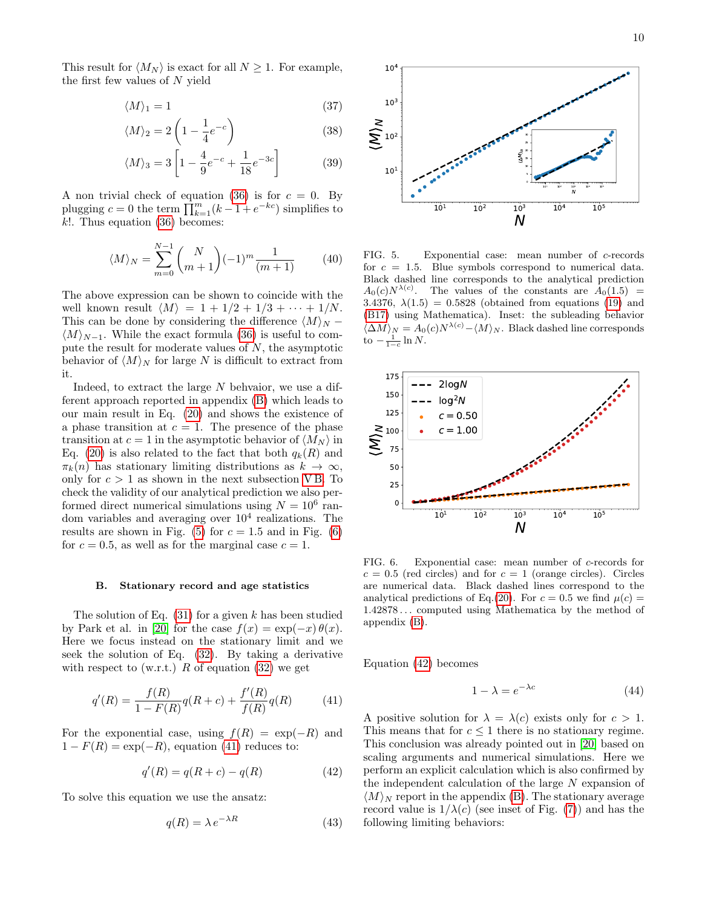This result for $\langle M_N \rangle$ is exact for all $N \geq 1$. For example, the first few values of $N$ yield

$$\langle M \rangle_1 = 1 \tag{37}$$

$$\langle M \rangle_2 = 2\left(1 - \frac{1}{4}e^{-c}\right) \tag{38}$$

$$\langle M \rangle_3 = 3\left[1 - \frac{4}{9}e^{-c} + \frac{1}{18}e^{-3c}\right] \tag{39}$$

A non trivial check of equation (36) is for $c = 0$. By plugging $c = 0$ the term $\prod_{k=1}^{m}(k - 1 + e^{-kc})$ simplifies to $k!$. Thus equation (36) becomes:

$$\langle M \rangle_N = \sum_{m=0}^{N-1} \binom{N}{m+1} (-1)^m \frac{1}{(m+1)} \tag{40}$$

The above expression can be shown to coincide with the well known result $\langle M \rangle = 1 + 1/2 + 1/3 + \cdots + 1/N$. This can be done by considering the difference $\langle M \rangle_N - \langle M \rangle_{N-1}$. While the exact formula (36) is useful to compute the result for moderate values of $N$, the asymptotic behavior of $\langle M \rangle_N$ for large $N$ is difficult to extract from it.

Indeed, to extract the large $N$ behvaior, we use a different approach reported in appendix (B) which leads to our main result in Eq. (20) and shows the existence of a phase transition at $c = 1$. The presence of the phase transition at $c = 1$ in the asymptotic behavior of $\langle M_N \rangle$ in Eq. (20) is also related to the fact that both $q_k(R)$ and $\pi_k(n)$ has stationary limiting distributions as $k \to \infty$, only for $c > 1$ as shown in the next subsection V B. To check the validity of our analytical prediction we also performed direct numerical simulations using $N = 10^6$ random variables and averaging over $10^4$ realizations. The results are shown in Fig. (5) for $c = 1.5$ and in Fig. (6) for $c = 0.5$, as well as for the marginal case $c = 1$.

FIG. 5. Exponential case: mean number of $c$-records for $c = 1.5$. Blue symbols correspond to numerical data. Black dashed line corresponds to the analytical prediction $A_0(c)N^{\lambda(c)}$. The values of the constants are $A_0(1.5) = 3.4376$, $\lambda(1.5) = 0.5828$ (obtained from equations (19) and (B17) using Mathematica). Inset: the subleading behavior $\langle \Delta M \rangle_N = A_0(c)N^{\lambda(c)} - \langle M \rangle_N$. Black dashed line corresponds to $-\frac{1}{1-c}\ln N$.

FIG. 6. Exponential case: mean number of $c$-records for $c = 0.5$ (red circles) and for $c = 1$ (orange circles). Circles are numerical data. Black dashed lines correspond to the analytical predictions of Eq.(20). For $c = 0.5$ we find $\mu(c) = 1.42878\ldots$ computed using Mathematica by the method of appendix (B).

### B. Stationary record and age statistics

The solution of Eq. (31) for a given $k$ has been studied by Park et al. in [20] for the case $f(x) = \exp(-x)\,\theta(x)$. Here we focus instead on the stationary limit and we seek the solution of Eq. (32). By taking a derivative with respect to (w.r.t.) $R$ of equation (32) we get

$$q'(R) = \frac{f(R)}{1 - F(R)} q(R + c) + \frac{f'(R)}{f(R)} q(R) \tag{41}$$

For the exponential case, using $f(R) = \exp(-R)$ and $1 - F(R) = \exp(-R)$, equation (41) reduces to:

$$q'(R) = q(R + c) - q(R) \tag{42}$$

To solve this equation we use the ansatz:

$$q(R) = \lambda\, e^{-\lambda R} \tag{43}$$

Equation (42) becomes

$$1 - \lambda = e^{-\lambda c} \tag{44}$$

A positive solution for $\lambda = \lambda(c)$ exists only for $c > 1$. This means that for $c \leq 1$ there is no stationary regime. This conclusion was already pointed out in [20] based on scaling arguments and numerical simulations. Here we perform an explicit calculation which is also confirmed by the independent calculation of the large $N$ expansion of $\langle M \rangle_N$ report in the appendix (B). The stationary average record value is $1/\lambda(c)$ (see inset of Fig. (7)) and has the following limiting behaviors: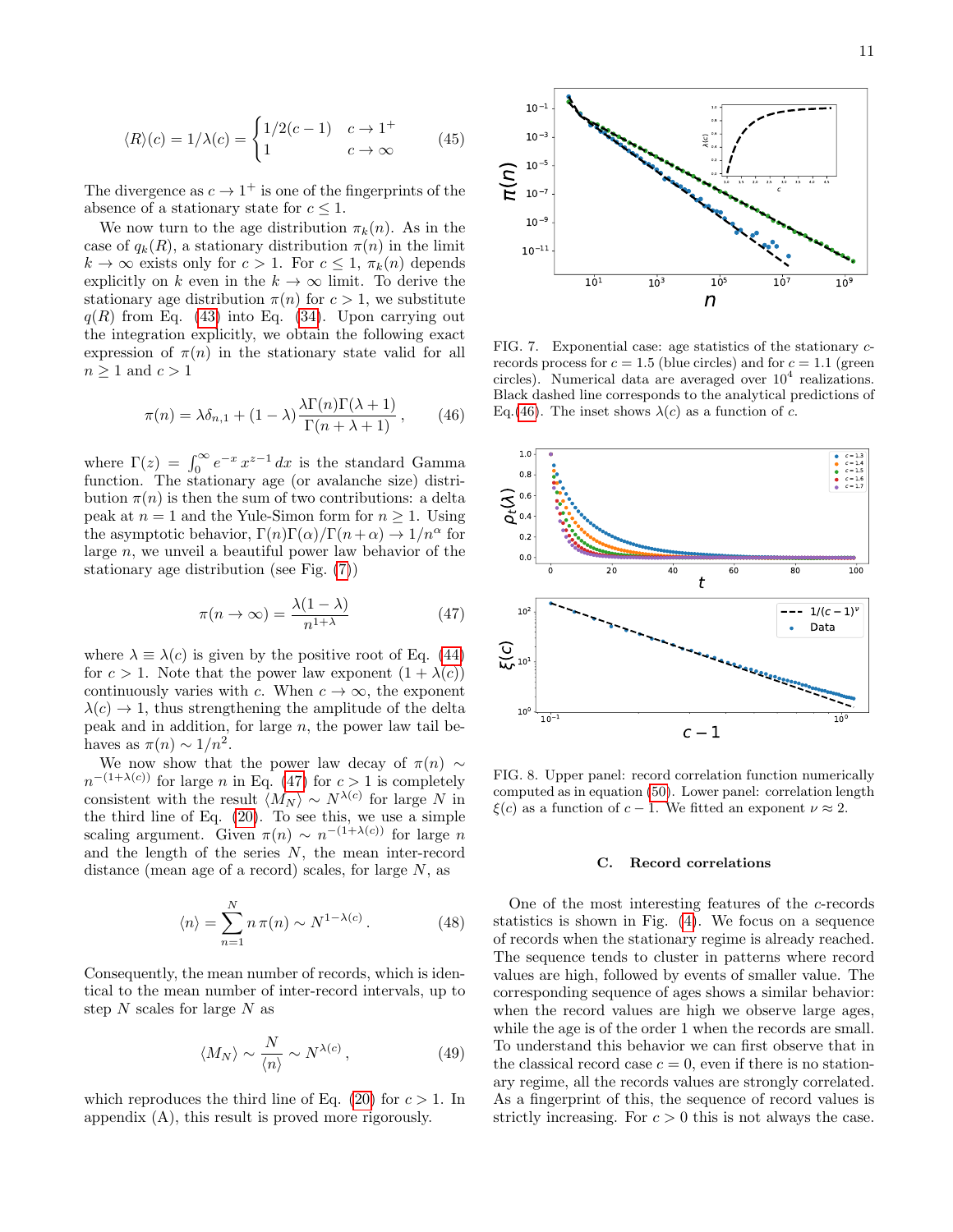$$\langle R\rangle(c) = 1/\lambda(c) = \begin{cases} 1/2(c-1) & c \to 1^+ \\ 1 & c \to \infty \end{cases} \tag{45}$$

The divergence as $c \to 1^+$ is one of the fingerprints of the absence of a stationary state for $c \leq 1$.

We now turn to the age distribution $\pi_k(n)$. As in the case of $q_k(R)$, a stationary distribution $\pi(n)$ in the limit $k \to \infty$ exists only for $c > 1$. For $c \leq 1$, $\pi_k(n)$ depends explicitly on $k$ even in the $k \to \infty$ limit. To derive the stationary age distribution $\pi(n)$ for $c > 1$, we substitute $q(R)$ from Eq. (43) into Eq. (34). Upon carrying out the integration explicitly, we obtain the following exact expression of $\pi(n)$ in the stationary state valid for all $n \geq 1$ and $c > 1$

$$\pi(n) = \lambda\delta_{n,1} + (1-\lambda)\frac{\lambda\Gamma(n)\Gamma(\lambda+1)}{\Gamma(n+\lambda+1)}, \tag{46}$$

where $\Gamma(z) = \int_0^\infty e^{-x}\, x^{z-1}\, dx$ is the standard Gamma function. The stationary age (or avalanche size) distribution $\pi(n)$ is then the sum of two contributions: a delta peak at $n = 1$ and the Yule-Simon form for $n \geq 1$. Using the asymptotic behavior, $\Gamma(n)\Gamma(\alpha)/\Gamma(n+\alpha) \to 1/n^\alpha$ for large $n$, we unveil a beautiful power law behavior of the stationary age distribution (see Fig. (7))

$$\pi(n \to \infty) = \frac{\lambda(1-\lambda)}{n^{1+\lambda}} \tag{47}$$

where $\lambda \equiv \lambda(c)$ is given by the positive root of Eq. (44) for $c > 1$. Note that the power law exponent $(1 + \lambda(c))$ continuously varies with $c$. When $c \to \infty$, the exponent $\lambda(c) \to 1$, thus strengthening the amplitude of the delta peak and in addition, for large $n$, the power law tail behaves as $\pi(n) \sim 1/n^2$.

We now show that the power law decay of $\pi(n) \sim n^{-(1+\lambda(c))}$ for large $n$ in Eq. (47) for $c > 1$ is completely consistent with the result $\langle M_N\rangle \sim N^{\lambda(c)}$ for large $N$ in the third line of Eq. (20). To see this, we use a simple scaling argument. Given $\pi(n) \sim n^{-(1+\lambda(c))}$ for large $n$ and the length of the series $N$, the mean inter-record distance (mean age of a record) scales, for large $N$, as

$$\langle n\rangle = \sum_{n=1}^{N} n\,\pi(n) \sim N^{1-\lambda(c)}. \tag{48}$$

Consequently, the mean number of records, which is identical to the mean number of inter-record intervals, up to step $N$ scales for large $N$ as

$$\langle M_N\rangle \sim \frac{N}{\langle n\rangle} \sim N^{\lambda(c)}, \tag{49}$$

which reproduces the third line of Eq. (20) for $c > 1$. In appendix (A), this result is proved more rigorously.

FIG. 7. Exponential case: age statistics of the stationary $c$-records process for $c = 1.5$ (blue circles) and for $c = 1.1$ (green circles). Numerical data are averaged over $10^4$ realizations. Black dashed line corresponds to the analytical predictions of Eq.(46). The inset shows $\lambda(c)$ as a function of $c$.

FIG. 8. Upper panel: record correlation function numerically computed as in equation (50). Lower panel: correlation length $\xi(c)$ as a function of $c - 1$. We fitted an exponent $\nu \approx 2$.

### C. Record correlations

One of the most interesting features of the $c$-records statistics is shown in Fig. (4). We focus on a sequence of records when the stationary regime is already reached. The sequence tends to cluster in patterns where record values are high, followed by events of smaller value. The corresponding sequence of ages shows a similar behavior: when the record values are high we observe large ages, while the age is of the order 1 when the records are small. To understand this behavior we can first observe that in the classical record case $c = 0$, even if there is no stationary regime, all the records values are strongly correlated. As a fingerprint of this, the sequence of record values is strictly increasing. For $c > 0$ this is not always the case.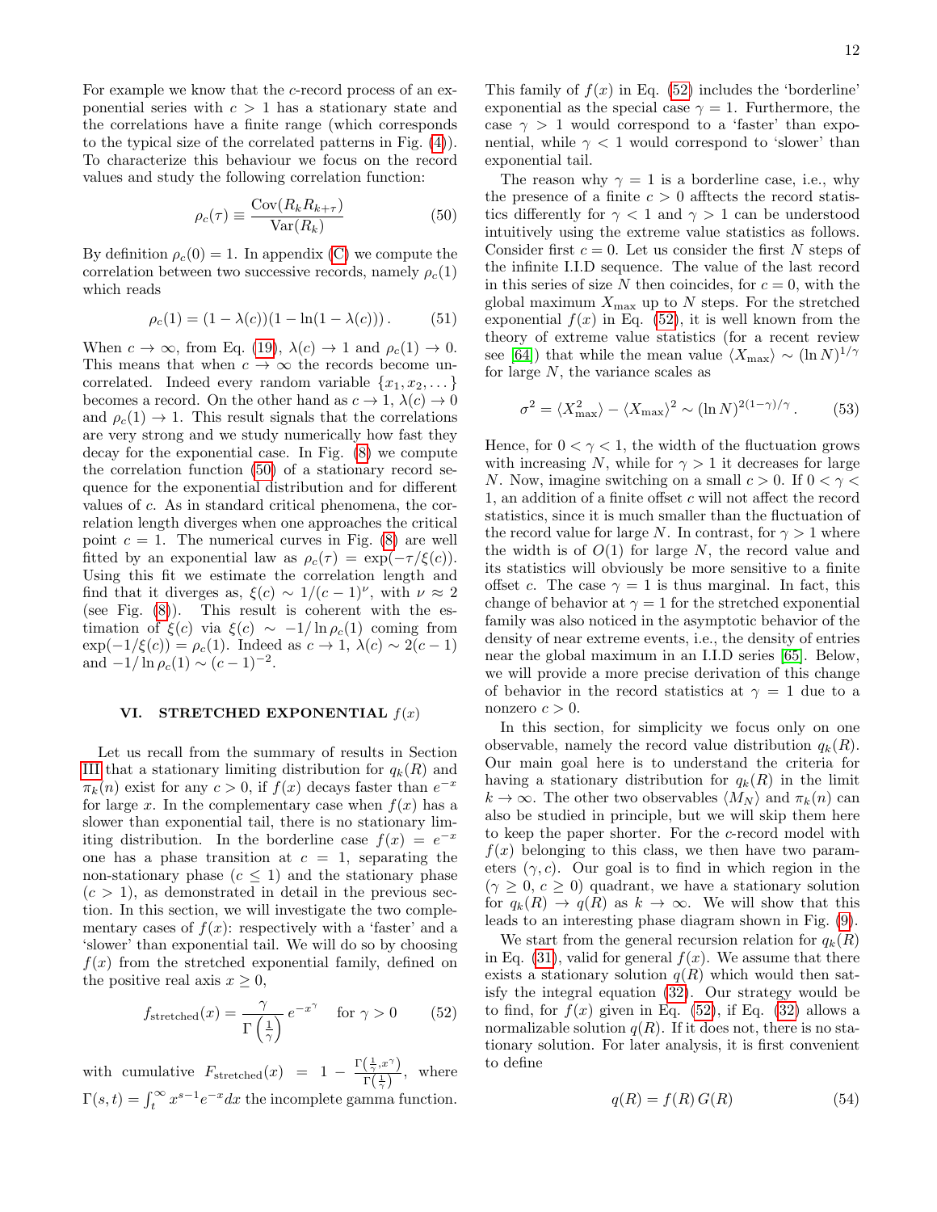For example we know that the $c$-record process of an exponential series with $c > 1$ has a stationary state and the correlations have a finite range (which corresponds to the typical size of the correlated patterns in Fig. (4)). To characterize this behaviour we focus on the record values and study the following correlation function:

$$\rho_c(\tau) \equiv \frac{\mathrm{Cov}(R_k R_{k+\tau})}{\mathrm{Var}(R_k)} \tag{50}$$

By definition $\rho_c(0) = 1$. In appendix (C) we compute the correlation between two successive records, namely $\rho_c(1)$ which reads

$$\rho_c(1) = (1 - \lambda(c))(1 - \ln(1 - \lambda(c))) \,. \tag{51}$$

When $c \to \infty$, from Eq. (19), $\lambda(c) \to 1$ and $\rho_c(1) \to 0$. This means that when $c \to \infty$ the records become uncorrelated. Indeed every random variable $\{x_1, x_2, \dots\}$ becomes a record. On the other hand as $c \to 1$, $\lambda(c) \to 0$ and $\rho_c(1) \to 1$. This result signals that the correlations are very strong and we study numerically how fast they decay for the exponential case. In Fig. (8) we compute the correlation function (50) of a stationary record sequence for the exponential distribution and for different values of $c$. As in standard critical phenomena, the correlation length diverges when one approaches the critical point $c = 1$. The numerical curves in Fig. (8) are well fitted by an exponential law as $\rho_c(\tau) = \exp(-\tau/\xi(c))$. Using this fit we estimate the correlation length and find that it diverges as, $\xi(c) \sim 1/(c-1)^\nu$, with $\nu \approx 2$ (see Fig. (8)). This result is coherent with the estimation of $\xi(c)$ via $\xi(c) \sim -1/\ln \rho_c(1)$ coming from $\exp(-1/\xi(c)) = \rho_c(1)$. Indeed as $c \to 1$, $\lambda(c) \sim 2(c-1)$ and $-1/\ln \rho_c(1) \sim (c-1)^{-2}$.

### VI. STRETCHED EXPONENTIAL $f(x)$

Let us recall from the summary of results in Section III that a stationary limiting distribution for $q_k(R)$ and $\pi_k(n)$ exist for any $c > 0$, if $f(x)$ decays faster than $e^{-x}$ for large $x$. In the complementary case when $f(x)$ has a slower than exponential tail, there is no stationary limiting distribution. In the borderline case $f(x) = e^{-x}$ one has a phase transition at $c = 1$, separating the non-stationary phase ($c \le 1$) and the stationary phase ($c > 1$), as demonstrated in detail in the previous section. In this section, we will investigate the two complementary cases of $f(x)$: respectively with a 'faster' and a 'slower' than exponential tail. We will do so by choosing $f(x)$ from the stretched exponential family, defined on the positive real axis $x \ge 0$,

$$f_{\mathrm{stretched}}(x) = \frac{\gamma}{\Gamma\left(\frac{1}{\gamma}\right)} \, e^{-x^\gamma} \quad \text{for } \gamma > 0 \tag{52}$$

with cumulative $F_{\mathrm{stretched}}(x) = 1 - \frac{\Gamma\left(\frac{1}{\gamma}, x^\gamma\right)}{\Gamma\left(\frac{1}{\gamma}\right)}$, where $\Gamma(s,t) = \int_t^\infty x^{s-1} e^{-x} dx$ the incomplete gamma function.

This family of $f(x)$ in Eq. (52) includes the 'borderline' exponential as the special case $\gamma = 1$. Furthermore, the case $\gamma > 1$ would correspond to a 'faster' than exponential, while $\gamma < 1$ would correspond to 'slower' than exponential tail.

The reason why $\gamma = 1$ is a borderline case, i.e., why the presence of a finite $c > 0$ afftects the record statistics differently for $\gamma < 1$ and $\gamma > 1$ can be understood intuitively using the extreme value statistics as follows. Consider first $c = 0$. Let us consider the first $N$ steps of the infinite I.I.D sequence. The value of the last record in this series of size $N$ then coincides, for $c = 0$, with the global maximum $X_{\max}$ up to $N$ steps. For the stretched exponential $f(x)$ in Eq. (52), it is well known from the theory of extreme value statistics (for a recent review see [64]) that while the mean value $\langle X_{\max} \rangle \sim (\ln N)^{1/\gamma}$ for large $N$, the variance scales as

$$\sigma^2 = \langle X_{\max}^2 \rangle - \langle X_{\max} \rangle^2 \sim (\ln N)^{2(1-\gamma)/\gamma} \,. \tag{53}$$

Hence, for $0 < \gamma < 1$, the width of the fluctuation grows with increasing $N$, while for $\gamma > 1$ it decreases for large $N$. Now, imagine switching on a small $c > 0$. If $0 < \gamma < 1$, an addition of a finite offset $c$ will not affect the record statistics, since it is much smaller than the fluctuation of the record value for large $N$. In contrast, for $\gamma > 1$ where the width is of $O(1)$ for large $N$, the record value and its statistics will obviously be more sensitive to a finite offset $c$. The case $\gamma = 1$ is thus marginal. In fact, this change of behavior at $\gamma = 1$ for the stretched exponential family was also noticed in the asymptotic behavior of the density of near extreme events, i.e., the density of entries near the global maximum in an I.I.D series [65]. Below, we will provide a more precise derivation of this change of behavior in the record statistics at $\gamma = 1$ due to a nonzero $c > 0$.

In this section, for simplicity we focus only on one observable, namely the record value distribution $q_k(R)$. Our main goal here is to understand the criteria for having a stationary distribution for $q_k(R)$ in the limit $k \to \infty$. The other two observables $\langle M_N \rangle$ and $\pi_k(n)$ can also be studied in principle, but we will skip them here to keep the paper shorter. For the $c$-record model with $f(x)$ belonging to this class, we then have two parameters $(\gamma, c)$. Our goal is to find in which region in the ($\gamma \ge 0$, $c \ge 0$) quadrant, we have a stationary solution for $q_k(R) \to q(R)$ as $k \to \infty$. We will show that this leads to an interesting phase diagram shown in Fig. (9).

We start from the general recursion relation for $q_k(R)$ in Eq. (31), valid for general $f(x)$. We assume that there exists a stationary solution $q(R)$ which would then satisfy the integral equation (32). Our strategy would be to find, for $f(x)$ given in Eq. (52), if Eq. (32) allows a normalizable solution $q(R)$. If it does not, there is no stationary solution. For later analysis, it is first convenient to define

$$q(R) = f(R) \, G(R) \tag{54}$$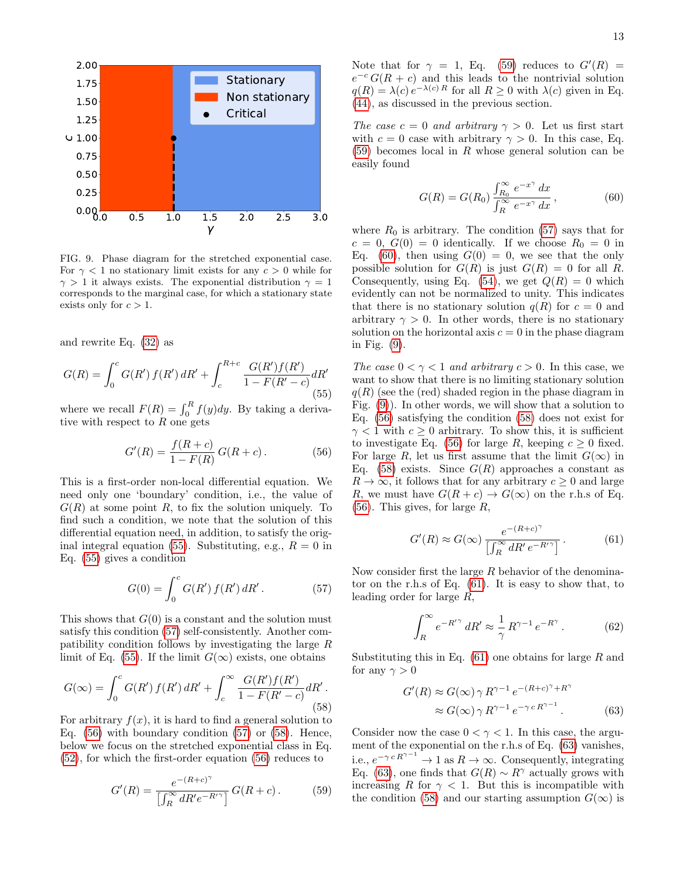FIG. 9. Phase diagram for the stretched exponential case. For $\gamma < 1$ no stationary limit exists for any $c > 0$ while for $\gamma > 1$ it always exists. The exponential distribution $\gamma = 1$ corresponds to the marginal case, for which a stationary state exists only for $c > 1$.

and rewrite Eq. (32) as

$$G(R) = \int_0^c G(R')\, f(R')\, dR' + \int_c^{R+c} \frac{G(R')f(R')}{1 - F(R'-c)} dR' \tag{55}$$

where we recall $F(R) = \int_0^R f(y)dy$. By taking a derivative with respect to $R$ one gets

$$G'(R) = \frac{f(R+c)}{1 - F(R)}\, G(R+c)\,. \tag{56}$$

This is a first-order non-local differential equation. We need only one 'boundary' condition, i.e., the value of $G(R)$ at some point $R$, to fix the solution uniquely. To find such a condition, we note that the solution of this differential equation need, in addition, to satisfy the original integral equation (55). Substituting, e.g., $R = 0$ in Eq. (55) gives a condition

$$G(0) = \int_0^c G(R')\, f(R')\, dR'\,. \tag{57}$$

This shows that $G(0)$ is a constant and the solution must satisfy this condition (57) self-consistently. Another compatibility condition follows by investigating the large $R$ limit of Eq. (55). If the limit $G(\infty)$ exists, one obtains

$$G(\infty) = \int_0^c G(R')\, f(R')\, dR' + \int_c^{\infty} \frac{G(R')f(R')}{1 - F(R'-c)} dR'\,. \tag{58}$$

For arbitrary $f(x)$, it is hard to find a general solution to Eq. (56) with boundary condition (57) or (58). Hence, below we focus on the stretched exponential class in Eq. (52), for which the first-order equation (56) reduces to

$$G'(R) = \frac{e^{-(R+c)^\gamma}}{\left[\int_R^\infty dR' e^{-R'^\gamma}\right]}\, G(R+c)\,. \tag{59}$$

Note that for $\gamma = 1$, Eq. (59) reduces to $G'(R) = e^{-c}\, G(R+c)$ and this leads to the nontrivial solution $q(R) = \lambda(c)\, e^{-\lambda(c)\, R}$ for all $R \geq 0$ with $\lambda(c)$ given in Eq. (44), as discussed in the previous section.

*The case $c = 0$ and arbitrary $\gamma > 0$.* Let us first start with $c = 0$ case with arbitrary $\gamma > 0$. In this case, Eq. (59) becomes local in $R$ whose general solution can be easily found

$$G(R) = G(R_0)\, \frac{\int_{R_0}^\infty e^{-x^\gamma}\, dx}{\int_R^\infty e^{-x^\gamma}\, dx}\,, \tag{60}$$

where $R_0$ is arbitrary. The condition (57) says that for $c = 0$, $G(0) = 0$ identically. If we choose $R_0 = 0$ in Eq. (60), then using $G(0) = 0$, we see that the only possible solution for $G(R)$ is just $G(R) = 0$ for all $R$. Consequently, using Eq. (54), we get $Q(R) = 0$ which evidently can not be normalized to unity. This indicates that there is no stationary solution $q(R)$ for $c = 0$ and arbitrary $\gamma > 0$. In other words, there is no stationary solution on the horizontal axis $c = 0$ in the phase diagram in Fig. (9).

*The case $0 < \gamma < 1$ and arbitrary $c > 0$.* In this case, we want to show that there is no limiting stationary solution $q(R)$ (see the (red) shaded region in the phase diagram in Fig. (9)). In other words, we will show that a solution to Eq. (56) satisfying the condition (58) does not exist for $\gamma < 1$ with $c \geq 0$ arbitrary. To show this, it is sufficient to investigate Eq. (56) for large $R$, keeping $c \geq 0$ fixed. For large $R$, let us first assume that the limit $G(\infty)$ in Eq. (58) exists. Since $G(R)$ approaches a constant as $R \to \infty$, it follows that for any arbitrary $c \geq 0$ and large $R$, we must have $G(R+c) \to G(\infty)$ on the r.h.s of Eq. (56). This gives, for large $R$,

$$G'(R) \approx G(\infty)\, \frac{e^{-(R+c)^\gamma}}{\left[\int_R^\infty dR'\, e^{-R'^\gamma}\right]}\,. \tag{61}$$

Now consider first the large $R$ behavior of the denominator on the r.h.s of Eq. (61). It is easy to show that, to leading order for large $R$,

$$\int_R^\infty e^{-R'^\gamma}\, dR' \approx \frac{1}{\gamma}\, R^{\gamma-1}\, e^{-R^\gamma}\,. \tag{62}$$

Substituting this in Eq. (61) one obtains for large $R$ and for any $\gamma > 0$

$$\begin{aligned} G'(R) &\approx G(\infty)\, \gamma\, R^{\gamma-1}\, e^{-(R+c)^\gamma + R^\gamma} \\ &\approx G(\infty)\, \gamma\, R^{\gamma-1}\, e^{-\gamma\, c\, R^{\gamma-1}}\,. \end{aligned} \tag{63}$$

Consider now the case $0 < \gamma < 1$. In this case, the argument of the exponential on the r.h.s of Eq. (63) vanishes, i.e., $e^{-\gamma\, c\, R^{\gamma-1}} \to 1$ as $R \to \infty$. Consequently, integrating Eq. (63), one finds that $G(R) \sim R^\gamma$ actually grows with increasing $R$ for $\gamma < 1$. But this is incompatible with the condition (58) and our starting assumption $G(\infty)$ is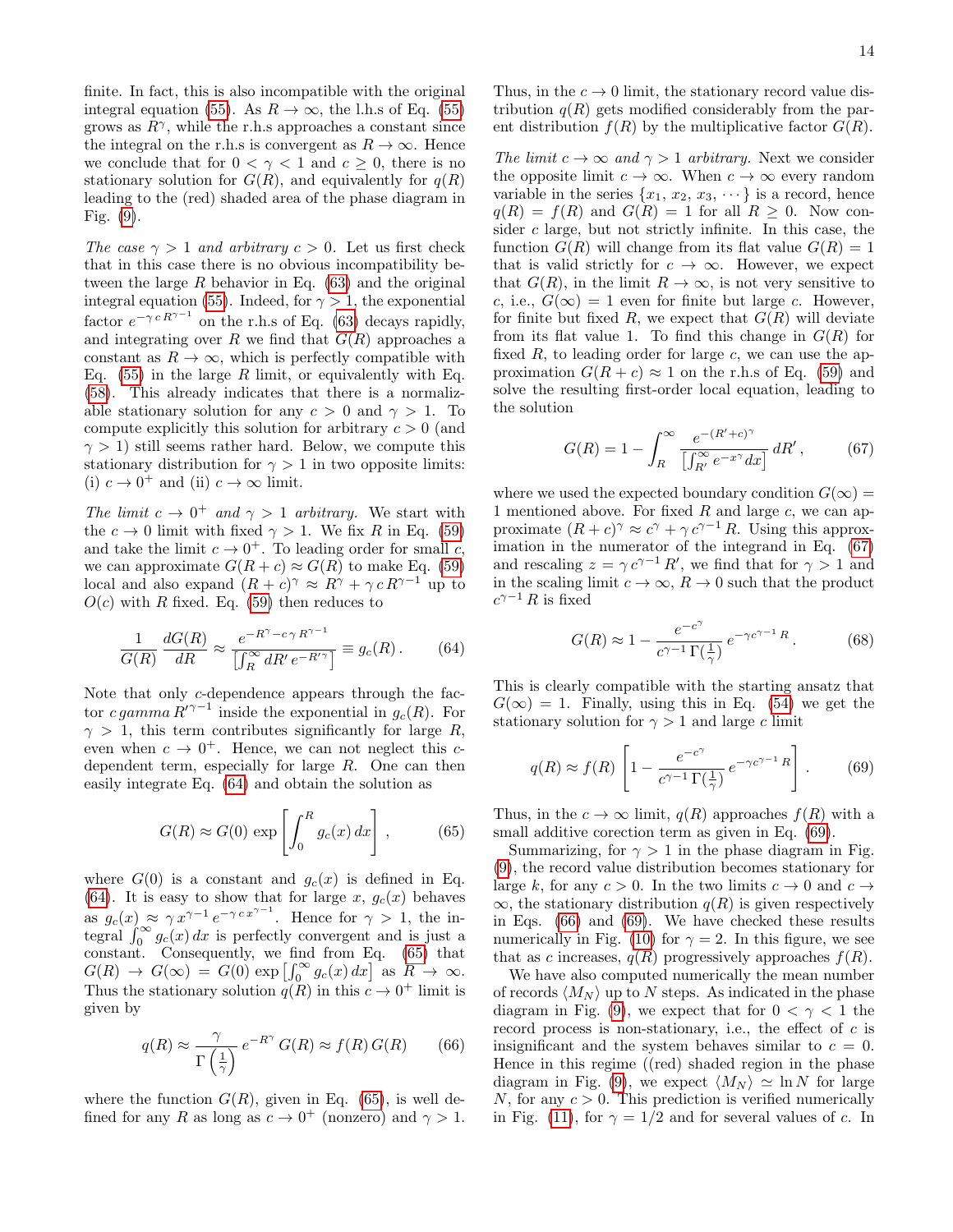finite. In fact, this is also incompatible with the original integral equation (55). As $R \to \infty$, the l.h.s of Eq. (55) grows as $R^\gamma$, while the r.h.s approaches a constant since the integral on the r.h.s is convergent as $R \to \infty$. Hence we conclude that for $0 < \gamma < 1$ and $c \geq 0$, there is no stationary solution for $G(R)$, and equivalently for $q(R)$ leading to the (red) shaded area of the phase diagram in Fig. (9).

*The case $\gamma > 1$ and arbitrary $c > 0$.* Let us first check that in this case there is no obvious incompatibility between the large $R$ behavior in Eq. (63) and the original integral equation (55). Indeed, for $\gamma > 1$, the exponential factor $e^{-\gamma\, c\, R^{\gamma-1}}$ on the r.h.s of Eq. (63) decays rapidly, and integrating over $R$ we find that $G(R)$ approaches a constant as $R \to \infty$, which is perfectly compatible with Eq. (55) in the large $R$ limit, or equivalently with Eq. (58). This already indicates that there is a normalizable stationary solution for any $c > 0$ and $\gamma > 1$. To compute explicitly this solution for arbitrary $c > 0$ (and $\gamma > 1$) still seems rather hard. Below, we compute this stationary distribution for $\gamma > 1$ in two opposite limits: (i) $c \to 0^+$ and (ii) $c \to \infty$ limit.

*The limit $c \to 0^+$ and $\gamma > 1$ arbitrary.* We start with the $c \to 0$ limit with fixed $\gamma > 1$. We fix $R$ in Eq. (59) and take the limit $c \to 0^+$. To leading order for small $c$, we can approximate $G(R + c) \approx G(R)$ to make Eq. (59) local and also expand $(R + c)^\gamma \approx R^\gamma + \gamma\, c\, R^{\gamma-1}$ up to $O(c)$ with $R$ fixed. Eq. (59) then reduces to

$$\frac{1}{G(R)}\,\frac{dG(R)}{dR} \approx \frac{e^{-R^\gamma - c\,\gamma\, R^{\gamma-1}}}{\left[\int_R^\infty dR'\, e^{-R'^\gamma}\right]} \equiv g_c(R)\,. \qquad (64)$$

Note that only $c$-dependence appears through the factor $c\, gamma\, R'^{\gamma-1}$ inside the exponential in $g_c(R)$. For $\gamma > 1$, this term contributes significantly for large $R$, even when $c \to 0^+$. Hence, we can not neglect this $c$-dependent term, especially for large $R$. One can then easily integrate Eq. (64) and obtain the solution as

$$G(R) \approx G(0)\, \exp\left[\int_0^R g_c(x)\, dx\right]\,, \qquad (65)$$

where $G(0)$ is a constant and $g_c(x)$ is defined in Eq. (64). It is easy to show that for large $x$, $g_c(x)$ behaves as $g_c(x) \approx \gamma\, x^{\gamma-1}\, e^{-\gamma\, c\, x^{\gamma-1}}$. Hence for $\gamma > 1$, the integral $\int_0^\infty g_c(x)\, dx$ is perfectly convergent and is just a constant. Consequently, we find from Eq. (65) that $G(R) \to G(\infty) = G(0)\, \exp\left[\int_0^\infty g_c(x)\, dx\right]$ as $R \to \infty$. Thus the stationary solution $q(R)$ in this $c \to 0^+$ limit is given by

$$q(R) \approx \frac{\gamma}{\Gamma\left(\frac{1}{\gamma}\right)}\, e^{-R^\gamma}\, G(R) \approx f(R)\, G(R) \qquad (66)$$

where the function $G(R)$, given in Eq. (65), is well defined for any $R$ as long as $c \to 0^+$ (nonzero) and $\gamma > 1$. Thus, in the $c \to 0$ limit, the stationary record value distribution $q(R)$ gets modified considerably from the parent distribution $f(R)$ by the multiplicative factor $G(R)$.

*The limit $c \to \infty$ and $\gamma > 1$ arbitrary.* Next we consider the opposite limit $c \to \infty$. When $c \to \infty$ every random variable in the series $\{x_1, x_2, x_3, \cdots\}$ is a record, hence $q(R) = f(R)$ and $G(R) = 1$ for all $R \geq 0$. Now consider $c$ large, but not strictly infinite. In this case, the function $G(R)$ will change from its flat value $G(R) = 1$ that is valid strictly for $c \to \infty$. However, we expect that $G(R)$, in the limit $R \to \infty$, is not very sensitive to $c$, i.e., $G(\infty) = 1$ even for finite but large $c$. However, for finite but fixed $R$, we expect that $G(R)$ will deviate from its flat value 1. To find this change in $G(R)$ for fixed $R$, to leading order for large $c$, we can use the approximation $G(R + c) \approx 1$ on the r.h.s of Eq. (59) and solve the resulting first-order local equation, leading to the solution

$$G(R) = 1 - \int_R^\infty \frac{e^{-(R'+c)^\gamma}}{\left[\int_{R'}^\infty e^{-x^\gamma} dx\right]}\, dR'\,, \qquad (67)$$

where we used the expected boundary condition $G(\infty) = 1$ mentioned above. For fixed $R$ and large $c$, we can approximate $(R + c)^\gamma \approx c^\gamma + \gamma\, c^{\gamma-1}\, R$. Using this approximation in the numerator of the integrand in Eq. (67) and rescaling $z = \gamma\, c^{\gamma-1}\, R'$, we find that for $\gamma > 1$ and in the scaling limit $c \to \infty$, $R \to 0$ such that the product $c^{\gamma-1}\, R$ is fixed

$$G(R) \approx 1 - \frac{e^{-c^\gamma}}{c^{\gamma-1}\, \Gamma(\frac{1}{\gamma})}\, e^{-\gamma c^{\gamma-1}\, R}\,. \qquad (68)$$

This is clearly compatible with the starting ansatz that $G(\infty) = 1$. Finally, using this in Eq. (54) we get the stationary solution for $\gamma > 1$ and large $c$ limit

$$q(R) \approx f(R)\left[1 - \frac{e^{-c^\gamma}}{c^{\gamma-1}\, \Gamma(\frac{1}{\gamma})}\, e^{-\gamma c^{\gamma-1}\, R}\right]\,. \qquad (69)$$

Thus, in the $c \to \infty$ limit, $q(R)$ approaches $f(R)$ with a small additive corection term as given in Eq. (69).

Summarizing, for $\gamma > 1$ in the phase diagram in Fig. (9), the record value distribution becomes stationary for large $k$, for any $c > 0$. In the two limits $c \to 0$ and $c \to \infty$, the stationary distribution $q(R)$ is given respectively in Eqs. (66) and (69). We have checked these results numerically in Fig. (10) for $\gamma = 2$. In this figure, we see that as $c$ increases, $q(R)$ progressively approaches $f(R)$.

We have also computed numerically the mean number of records $\langle M_N \rangle$ up to $N$ steps. As indicated in the phase diagram in Fig. (9), we expect that for $0 < \gamma < 1$ the record process is non-stationary, i.e., the effect of $c$ is insignificant and the system behaves similar to $c = 0$. Hence in this regime ((red) shaded region in the phase diagram in Fig. (9), we expect $\langle M_N \rangle \simeq \ln N$ for large $N$, for any $c > 0$. This prediction is verified numerically in Fig. (11), for $\gamma = 1/2$ and for several values of $c$. In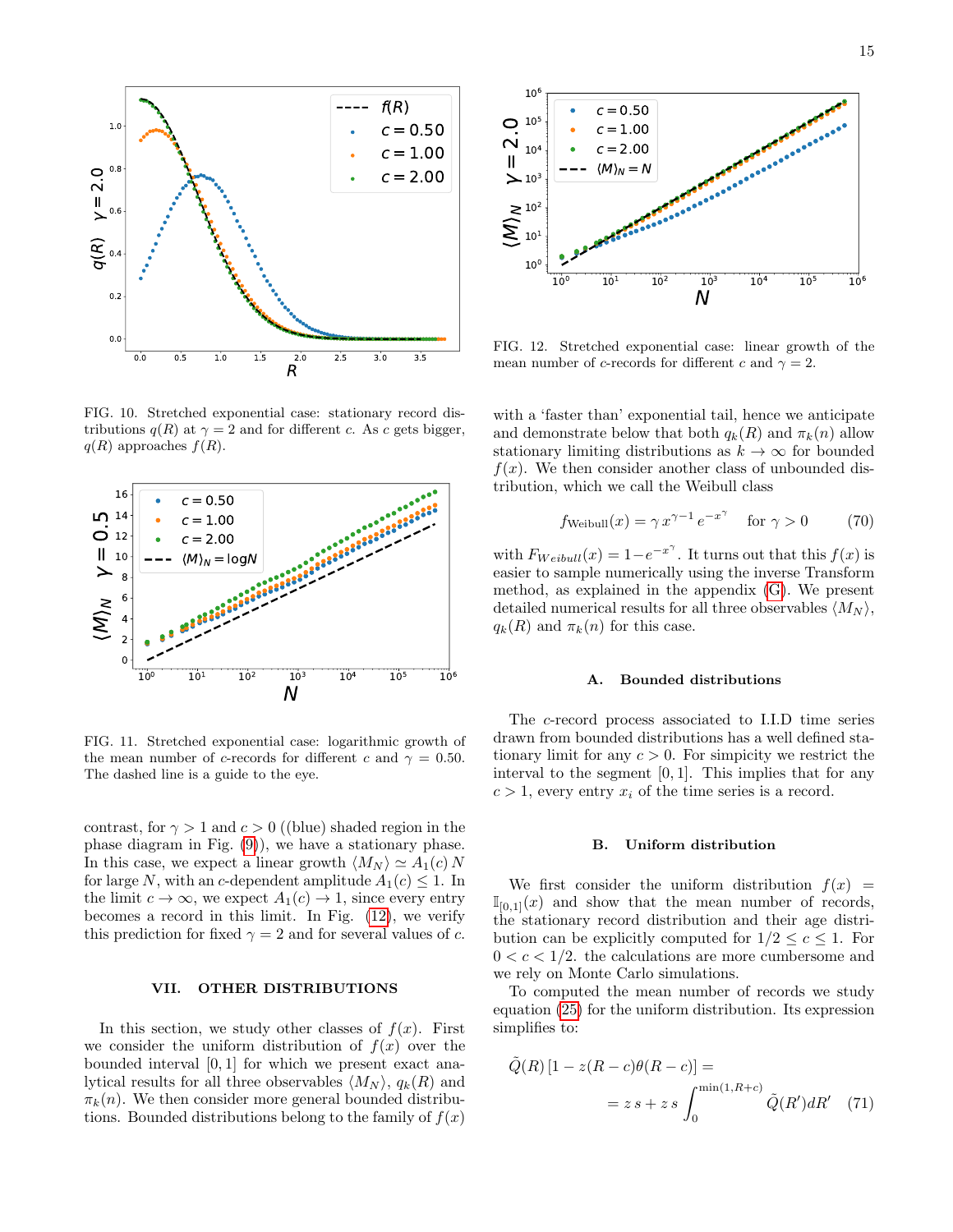FIG. 10. Stretched exponential case: stationary record distributions $q(R)$ at $\gamma = 2$ and for different $c$. As $c$ gets bigger, $q(R)$ approaches $f(R)$.

FIG. 11. Stretched exponential case: logarithmic growth of the mean number of $c$-records for different $c$ and $\gamma = 0.50$. The dashed line is a guide to the eye.

contrast, for $\gamma > 1$ and $c > 0$ ((blue) shaded region in the phase diagram in Fig. (9)), we have a stationary phase. In this case, we expect a linear growth $\langle M_N \rangle \simeq A_1(c)\, N$ for large $N$, with an $c$-dependent amplitude $A_1(c) \leq 1$. In the limit $c \to \infty$, we expect $A_1(c) \to 1$, since every entry becomes a record in this limit. In Fig. (12), we verify this prediction for fixed $\gamma = 2$ and for several values of $c$.

FIG. 12. Stretched exponential case: linear growth of the mean number of $c$-records for different $c$ and $\gamma = 2$.

## VII. OTHER DISTRIBUTIONS

In this section, we study other classes of $f(x)$. First we consider the uniform distribution of $f(x)$ over the bounded interval $[0, 1]$ for which we present exact analytical results for all three observables $\langle M_N \rangle$, $q_k(R)$ and $\pi_k(n)$. We then consider more general bounded distributions. Bounded distributions belong to the family of $f(x)$ with a 'faster than' exponential tail, hence we anticipate and demonstrate below that both $q_k(R)$ and $\pi_k(n)$ allow stationary limiting distributions as $k \to \infty$ for bounded $f(x)$. We then consider another class of unbounded distribution, which we call the Weibull class

$$f_{\text{Weibull}}(x) = \gamma\, x^{\gamma-1}\, e^{-x^{\gamma}} \quad \text{for } \gamma > 0 \tag{70}$$

with $F_{Weibull}(x) = 1 - e^{-x^{\gamma}}$. It turns out that this $f(x)$ is easier to sample numerically using the inverse Transform method, as explained in the appendix (G). We present detailed numerical results for all three observables $\langle M_N \rangle$, $q_k(R)$ and $\pi_k(n)$ for this case.

### A. Bounded distributions

The $c$-record process associated to I.I.D time series drawn from bounded distributions has a well defined stationary limit for any $c > 0$. For simpicity we restrict the interval to the segment $[0, 1]$. This implies that for any $c > 1$, every entry $x_i$ of the time series is a record.

### B. Uniform distribution

We first consider the uniform distribution $f(x) = \mathbb{I}_{[0,1]}(x)$ and show that the mean number of records, the stationary record distribution and their age distribution can be explicitly computed for $1/2 \leq c \leq 1$. For $0 < c < 1/2$. the calculations are more cumbersome and we rely on Monte Carlo simulations.

To computed the mean number of records we study equation (25) for the uniform distribution. Its expression simplifies to:

$$\tilde{Q}(R)\,[1 - z(R-c)\theta(R-c)] = \\ = z\, s + z\, s \int_0^{\min(1, R+c)} \tilde{Q}(R')dR' \tag{71}$$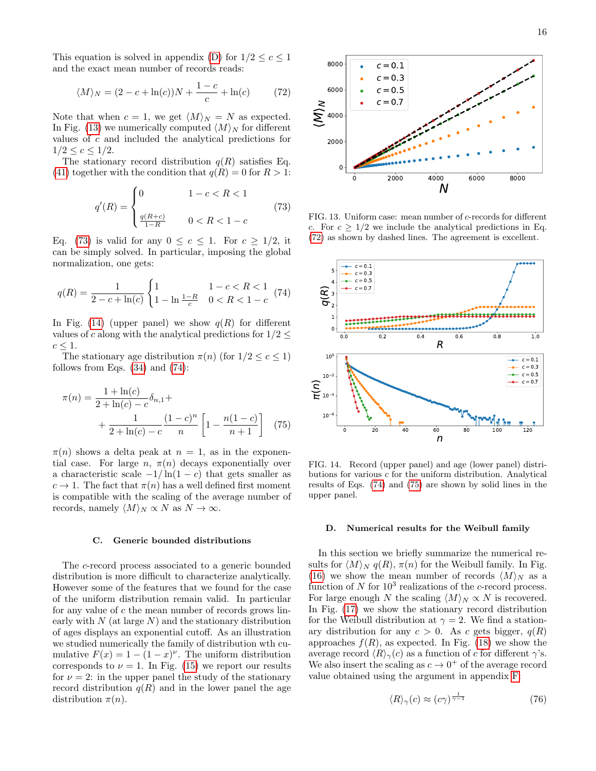This equation is solved in appendix (D) for $1/2 \leq c \leq 1$ and the exact mean number of records reads:

$$\langle M \rangle_N = (2 - c + \ln(c))N + \frac{1-c}{c} + \ln(c) \qquad (72)$$

Note that when $c = 1$, we get $\langle M \rangle_N = N$ as expected. In Fig. (13) we numerically computed $\langle M \rangle_N$ for different values of $c$ and included the analytical predictions for $1/2 \leq c \leq 1/2$.

The stationary record distribution $q(R)$ satisfies Eq. (41) together with the condition that $q(R) = 0$ for $R > 1$:

$$q'(R) = \begin{cases} 0 & 1-c < R < 1 \\ \frac{q(R+c)}{1-R} & 0 < R < 1-c \end{cases} \qquad (73)$$

Eq. (73) is valid for any $0 \leq c \leq 1$. For $c \geq 1/2$, it can be simply solved. In particular, imposing the global normalization, one gets:

$$q(R) = \frac{1}{2 - c + \ln(c)} \begin{cases} 1 & 1-c < R < 1 \\ 1 - \ln \frac{1-R}{c} & 0 < R < 1-c \end{cases} \qquad (74)$$

In Fig. (14) (upper panel) we show $q(R)$ for different values of $c$ along with the analytical predictions for $1/2 \leq c \leq 1$.

The stationary age distribution $\pi(n)$ (for $1/2 \leq c \leq 1$) follows from Eqs. (34) and (74):

$$\pi(n) = \frac{1 + \ln(c)}{2 + \ln(c) - c}\delta_{n,1} + \\ + \frac{1}{2 + \ln(c) - c} \frac{(1-c)^n}{n} \left[1 - \frac{n(1-c)}{n+1}\right] \qquad (75)$$

$\pi(n)$ shows a delta peak at $n = 1$, as in the exponential case. For large $n$, $\pi(n)$ decays exponentially over a characteristic scale $-1/\ln(1-c)$ that gets smaller as $c \to 1$. The fact that $\pi(n)$ has a well defined first moment is compatible with the scaling of the average number of records, namely $\langle M \rangle_N \propto N$ as $N \to \infty$.

### C. Generic bounded distributions

The $c$-record process associated to a generic bounded distribution is more difficult to characterize analytically. However some of the features that we found for the case of the uniform distribution remain valid. In particular for any value of $c$ the mean number of records grows linearly with $N$ (at large $N$) and the stationary distribution of ages displays an exponential cutoff. As an illustration we studied numerically the family of distribution wth cumulative $F(x) = 1 - (1-x)^\nu$. The uniform distribution corresponds to $\nu = 1$. In Fig. (15) we report our results for $\nu = 2$: in the upper panel the study of the stationary record distribution $q(R)$ and in the lower panel the age distribution $\pi(n)$.

FIG. 13. Uniform case: mean number of $c$-records for different $c$. For $c \geq 1/2$ we include the analytical predictions in Eq. (72) as shown by dashed lines. The agreement is excellent.

FIG. 14. Record (upper panel) and age (lower panel) distributions for various $c$ for the uniform distribution. Analytical results of Eqs. (74) and (75) are shown by solid lines in the upper panel.

### D. Numerical results for the Weibull family

In this section we briefly summarize the numerical results for $\langle M \rangle_N$ $q(R)$, $\pi(n)$ for the Weibull family. In Fig. (16) we show the mean number of records $\langle M \rangle_N$ as a function of $N$ for $10^3$ realizations of the $c$-record process. For large enough $N$ the scaling $\langle M \rangle_N \propto N$ is recovered. In Fig. (17) we show the stationary record distribution for the Weibull distribution at $\gamma = 2$. We find a stationary distribution for any $c > 0$. As $c$ gets bigger, $q(R)$ approaches $f(R)$, as expected. In Fig. (18) we show the average record $\langle R \rangle_\gamma(c)$ as a function of $c$ for different $\gamma$'s. We also insert the scaling as $c \to 0^+$ of the average record value obtained using the argument in appendix F.

$$\langle R \rangle_\gamma(c) \approx (c\gamma)^{\frac{1}{\gamma-1}} \qquad (76)$$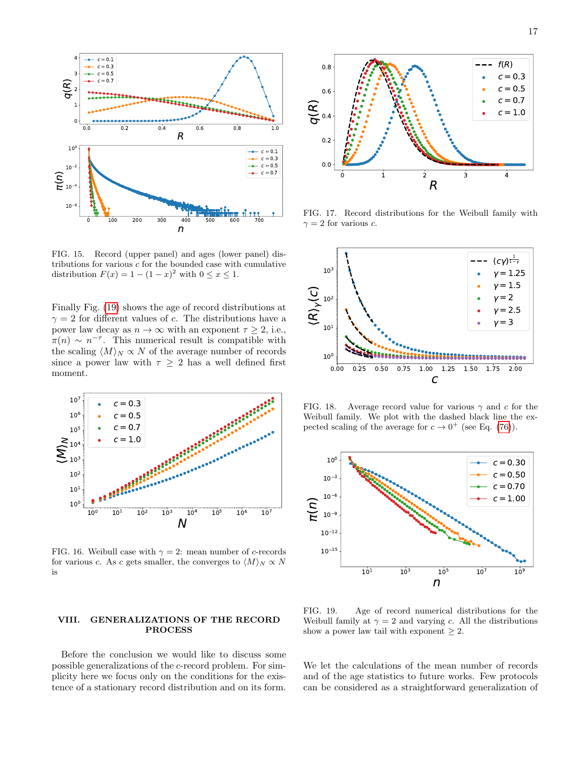FIG. 15. Record (upper panel) and ages (lower panel) distributions for various $c$ for the bounded case with cumulative distribution $F(x) = 1 - (1-x)^2$ with $0 \le x \le 1$.

Finally Fig. (19) shows the age of record distributions at $\gamma = 2$ for different values of $c$. The distributions have a power law decay as $n \to \infty$ with an exponent $\tau \ge 2$, i.e., $\pi(n) \sim n^{-\tau}$. This numerical result is compatible with the scaling $\langle M \rangle_N \propto N$ of the average number of records since a power law with $\tau \ge 2$ has a well defined first moment.

FIG. 16. Weibull case with $\gamma = 2$: mean number of $c$-records for various $c$. As $c$ gets smaller, the converges to $\langle M \rangle_N \propto N$ is

FIG. 17. Record distributions for the Weibull family with $\gamma = 2$ for various $c$.

FIG. 18. Average record value for various $\gamma$ and $c$ for the Weibull family. We plot with the dashed black line the expected scaling of the average for $c \to 0^+$ (see Eq. (76)).

FIG. 19. Age of record numerical distributions for the Weibull family at $\gamma = 2$ and varying $c$. All the distributions show a power law tail with exponent $\ge 2$.

## VIII. GENERALIZATIONS OF THE RECORD PROCESS

Before the conclusion we would like to discuss some possible generalizations of the $c$-record problem. For simplicity here we focus only on the conditions for the existence of a stationary record distribution and on its form. We let the calculations of the mean number of records and of the age statistics to future works. Few protocols can be considered as a straightforward generalization of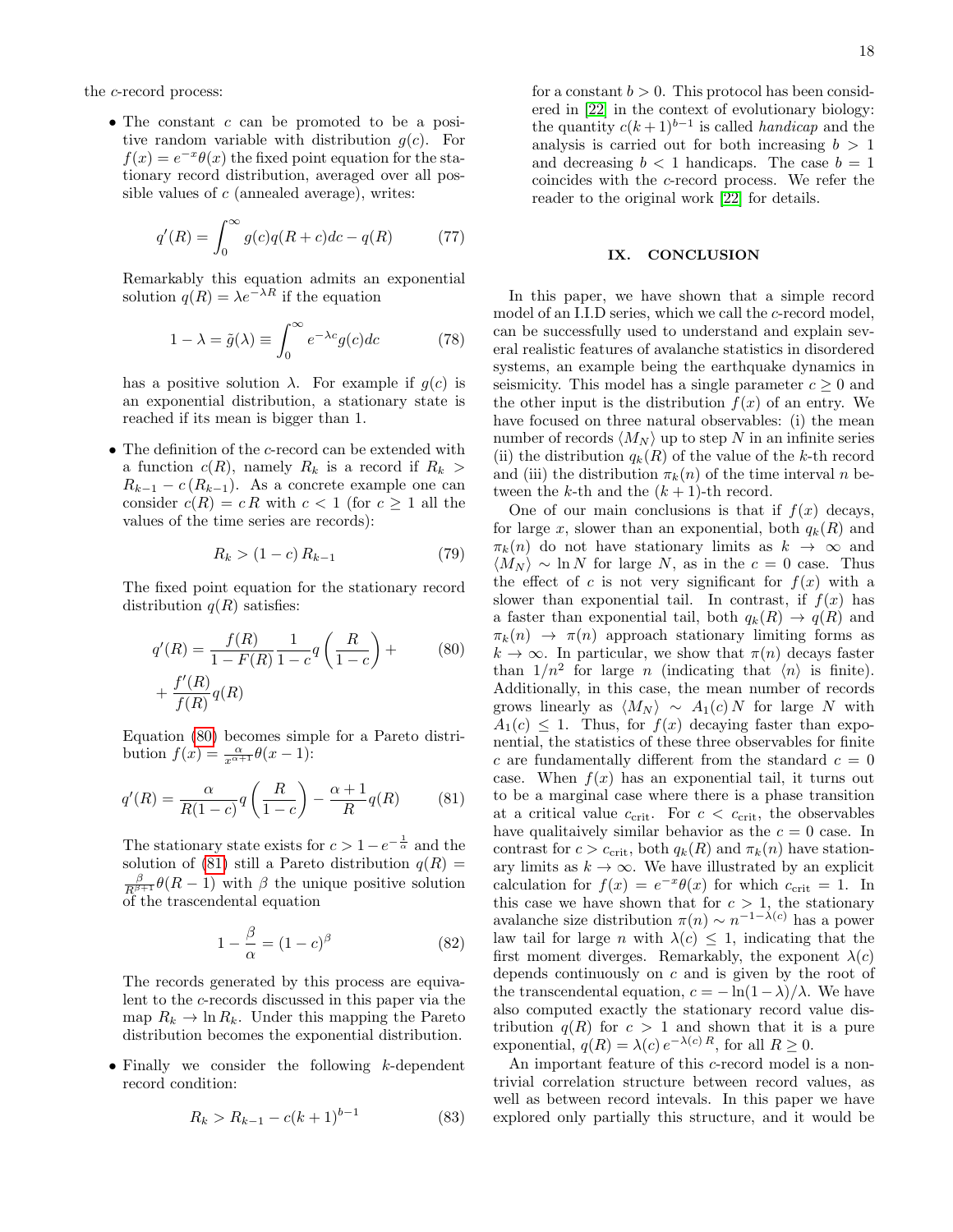the $c$-record process:

- The constant $c$ can be promoted to be a positive random variable with distribution $g(c)$. For $f(x) = e^{-x}\theta(x)$ the fixed point equation for the stationary record distribution, averaged over all possible values of $c$ (annealed average), writes:

$$q'(R) = \int_0^\infty g(c) q(R+c) dc - q(R) \tag{77}$$

  Remarkably this equation admits an exponential solution $q(R) = \lambda e^{-\lambda R}$ if the equation

$$1 - \lambda = \tilde{g}(\lambda) \equiv \int_0^\infty e^{-\lambda c} g(c) dc \tag{78}$$

  has a positive solution $\lambda$. For example if $g(c)$ is an exponential distribution, a stationary state is reached if its mean is bigger than 1.

- The definition of the $c$-record can be extended with a function $c(R)$, namely $R_k$ is a record if $R_k > R_{k-1} - c\,(R_{k-1})$. As a concrete example one can consider $c(R) = c\,R$ with $c < 1$ (for $c \geq 1$ all the values of the time series are records):

$$R_k > (1-c)\, R_{k-1} \tag{79}$$

  The fixed point equation for the stationary record distribution $q(R)$ satisfies:

$$q'(R) = \frac{f(R)}{1-F(R)} \frac{1}{1-c} q\left(\frac{R}{1-c}\right) + \frac{f'(R)}{f(R)} q(R) \tag{80}$$

  Equation (80) becomes simple for a Pareto distribution $f(x) = \frac{\alpha}{x^{\alpha+1}}\theta(x-1)$:

$$q'(R) = \frac{\alpha}{R(1-c)} q\left(\frac{R}{1-c}\right) - \frac{\alpha+1}{R} q(R) \tag{81}$$

  The stationary state exists for $c > 1 - e^{-\frac{1}{\alpha}}$ and the solution of (81) still a Pareto distribution $q(R) = \frac{\beta}{R^{\beta+1}}\theta(R-1)$ with $\beta$ the unique positive solution of the trascendental equation

$$1 - \frac{\beta}{\alpha} = (1-c)^\beta \tag{82}$$

  The records generated by this process are equivalent to the $c$-records discussed in this paper via the map $R_k \to \ln R_k$. Under this mapping the Pareto distribution becomes the exponential distribution.

- Finally we consider the following $k$-dependent record condition:

$$R_k > R_{k-1} - c(k+1)^{b-1} \tag{83}$$

  for a constant $b > 0$. This protocol has been considered in [22] in the context of evolutionary biology: the quantity $c(k+1)^{b-1}$ is called *handicap* and the analysis is carried out for both increasing $b > 1$ and decreasing $b < 1$ handicaps. The case $b = 1$ coincides with the $c$-record process. We refer the reader to the original work [22] for details.

## IX. CONCLUSION

In this paper, we have shown that a simple record model of an I.I.D series, which we call the $c$-record model, can be successfully used to understand and explain several realistic features of avalanche statistics in disordered systems, an example being the earthquake dynamics in seismicity. This model has a single parameter $c \geq 0$ and the other input is the distribution $f(x)$ of an entry. We have focused on three natural observables: (i) the mean number of records $\langle M_N \rangle$ up to step $N$ in an infinite series (ii) the distribution $q_k(R)$ of the value of the $k$-th record and (iii) the distribution $\pi_k(n)$ of the time interval $n$ between the $k$-th and the $(k+1)$-th record.

One of our main conclusions is that if $f(x)$ decays, for large $x$, slower than an exponential, both $q_k(R)$ and $\pi_k(n)$ do not have stationary limits as $k \to \infty$ and $\langle M_N \rangle \sim \ln N$ for large $N$, as in the $c = 0$ case. Thus the effect of $c$ is not very significant for $f(x)$ with a slower than exponential tail. In contrast, if $f(x)$ has a faster than exponential tail, both $q_k(R) \to q(R)$ and $\pi_k(n) \to \pi(n)$ approach stationary limiting forms as $k \to \infty$. In particular, we show that $\pi(n)$ decays faster than $1/n^2$ for large $n$ (indicating that $\langle n \rangle$ is finite). Additionally, in this case, the mean number of records grows linearly as $\langle M_N \rangle \sim A_1(c)\, N$ for large $N$ with $A_1(c) \leq 1$. Thus, for $f(x)$ decaying faster than exponential, the statistics of these three observables for finite $c$ are fundamentally different from the standard $c = 0$ case. When $f(x)$ has an exponential tail, it turns out to be a marginal case where there is a phase transition at a critical value $c_{\rm crit}$. For $c < c_{\rm crit}$, the observables have qualitaively similar behavior as the $c = 0$ case. In contrast for $c > c_{\rm crit}$, both $q_k(R)$ and $\pi_k(n)$ have stationary limits as $k \to \infty$. We have illustrated by an explicit calculation for $f(x) = e^{-x}\theta(x)$ for which $c_{\rm crit} = 1$. In this case we have shown that for $c > 1$, the stationary avalanche size distribution $\pi(n) \sim n^{-1-\lambda(c)}$ has a power law tail for large $n$ with $\lambda(c) \leq 1$, indicating that the first moment diverges. Remarkably, the exponent $\lambda(c)$ depends continuously on $c$ and is given by the root of the transcendental equation, $c = -\ln(1-\lambda)/\lambda$. We have also computed exactly the stationary record value distribution $q(R)$ for $c > 1$ and shown that it is a pure exponential, $q(R) = \lambda(c)\, e^{-\lambda(c)\, R}$, for all $R \geq 0$.

An important feature of this $c$-record model is a nontrivial correlation structure between record values, as well as between record intevals. In this paper we have explored only partially this structure, and it would be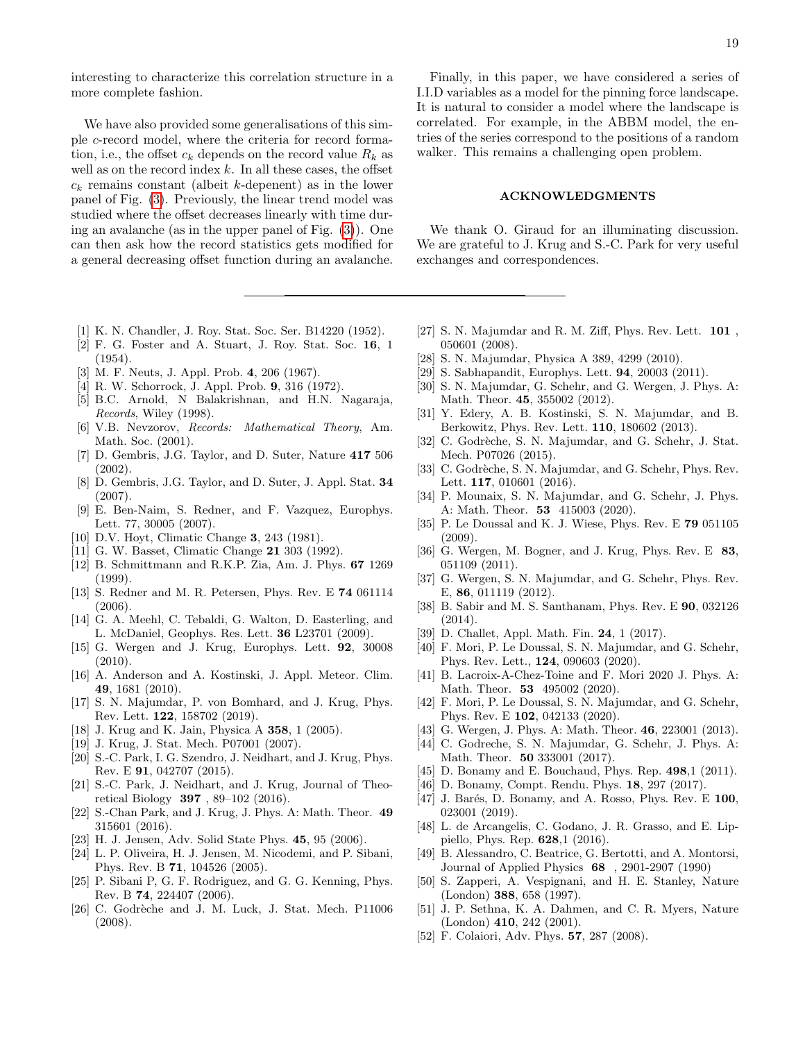interesting to characterize this correlation structure in a more complete fashion.

We have also provided some generalisations of this simple $c$-record model, where the criteria for record formation, i.e., the offset $c_k$ depends on the record value $R_k$ as well as on the record index $k$. In all these cases, the offset $c_k$ remains constant (albeit $k$-depenent) as in the lower panel of Fig. (3). Previously, the linear trend model was studied where the offset decreases linearly with time during an avalanche (as in the upper panel of Fig. (3)). One can then ask how the record statistics gets modified for a general decreasing offset function during an avalanche.

Finally, in this paper, we have considered a series of I.I.D variables as a model for the pinning force landscape. It is natural to consider a model where the landscape is correlated. For example, in the ABBM model, the entries of the series correspond to the positions of a random walker. This remains a challenging open problem.

## ACKNOWLEDGMENTS

We thank O. Giraud for an illuminating discussion. We are grateful to J. Krug and S.-C. Park for very useful exchanges and correspondences.

---

[1] K. N. Chandler, J. Roy. Stat. Soc. Ser. B14220 (1952).
[2] F. G. Foster and A. Stuart, J. Roy. Stat. Soc. **16**, 1 (1954).
[3] M. F. Neuts, J. Appl. Prob. **4**, 206 (1967).
[4] R. W. Schorrock, J. Appl. Prob. **9**, 316 (1972).
[5] B.C. Arnold, N Balakrishnan, and H.N. Nagaraja, *Records*, Wiley (1998).
[6] V.B. Nevzorov, *Records: Mathematical Theory*, Am. Math. Soc. (2001).
[7] D. Gembris, J.G. Taylor, and D. Suter, Nature **417** 506 (2002).
[8] D. Gembris, J.G. Taylor, and D. Suter, J. Appl. Stat. **34** (2007).
[9] E. Ben-Naim, S. Redner, and F. Vazquez, Europhys. Lett. 77, 30005 (2007).
[10] D.V. Hoyt, Climatic Change **3**, 243 (1981).
[11] G. W. Basset, Climatic Change **21** 303 (1992).
[12] B. Schmittmann and R.K.P. Zia, Am. J. Phys. **67** 1269 (1999).
[13] S. Redner and M. R. Petersen, Phys. Rev. E **74** 061114 (2006).
[14] G. A. Meehl, C. Tebaldi, G. Walton, D. Easterling, and L. McDaniel, Geophys. Res. Lett. **36** L23701 (2009).
[15] G. Wergen and J. Krug, Europhys. Lett. **92**, 30008 (2010).
[16] A. Anderson and A. Kostinski, J. Appl. Meteor. Clim. **49**, 1681 (2010).
[17] S. N. Majumdar, P. von Bomhard, and J. Krug, Phys. Rev. Lett. **122**, 158702 (2019).
[18] J. Krug and K. Jain, Physica A **358**, 1 (2005).
[19] J. Krug, J. Stat. Mech. P07001 (2007).
[20] S.-C. Park, I. G. Szendro, J. Neidhart, and J. Krug, Phys. Rev. E **91**, 042707 (2015).
[21] S.-C. Park, J. Neidhart, and J. Krug, Journal of Theoretical Biology **397** , 89–102 (2016).
[22] S.-Chan Park, and J. Krug, J. Phys. A: Math. Theor. **49** 315601 (2016).
[23] H. J. Jensen, Adv. Solid State Phys. **45**, 95 (2006).
[24] L. P. Oliveira, H. J. Jensen, M. Nicodemi, and P. Sibani, Phys. Rev. B **71**, 104526 (2005).
[25] P. Sibani P, G. F. Rodriguez, and G. G. Kenning, Phys. Rev. B **74**, 224407 (2006).
[26] C. Godrèche and J. M. Luck, J. Stat. Mech. P11006 (2008).
[27] S. N. Majumdar and R. M. Ziff, Phys. Rev. Lett. **101** , 050601 (2008).
[28] S. N. Majumdar, Physica A 389, 4299 (2010).
[29] S. Sabhapandit, Europhys. Lett. **94**, 20003 (2011).
[30] S. N. Majumdar, G. Schehr, and G. Wergen, J. Phys. A: Math. Theor. **45**, 355002 (2012).
[31] Y. Edery, A. B. Kostinski, S. N. Majumdar, and B. Berkowitz, Phys. Rev. Lett. **110**, 180602 (2013).
[32] C. Godrèche, S. N. Majumdar, and G. Schehr, J. Stat. Mech. P07026 (2015).
[33] C. Godrèche, S. N. Majumdar, and G. Schehr, Phys. Rev. Lett. **117**, 010601 (2016).
[34] P. Mounaix, S. N. Majumdar, and G. Schehr, J. Phys. A: Math. Theor. **53** 415003 (2020).
[35] P. Le Doussal and K. J. Wiese, Phys. Rev. E **79** 051105 (2009).
[36] G. Wergen, M. Bogner, and J. Krug, Phys. Rev. E **83**, 051109 (2011).
[37] G. Wergen, S. N. Majumdar, and G. Schehr, Phys. Rev. E, **86**, 011119 (2012).
[38] B. Sabir and M. S. Santhanam, Phys. Rev. E **90**, 032126 (2014).
[39] D. Challet, Appl. Math. Fin. **24**, 1 (2017).
[40] F. Mori, P. Le Doussal, S. N. Majumdar, and G. Schehr, Phys. Rev. Lett., **124**, 090603 (2020).
[41] B. Lacroix-A-Chez-Toine and F. Mori 2020 J. Phys. A: Math. Theor. **53** 495002 (2020).
[42] F. Mori, P. Le Doussal, S. N. Majumdar, and G. Schehr, Phys. Rev. E **102**, 042133 (2020).
[43] G. Wergen, J. Phys. A: Math. Theor. **46**, 223001 (2013).
[44] C. Godreche, S. N. Majumdar, G. Schehr, J. Phys. A: Math. Theor. **50** 333001 (2017).
[45] D. Bonamy and E. Bouchaud, Phys. Rep. **498**,1 (2011).
[46] D. Bonamy, Compt. Rendu. Phys. **18**, 297 (2017).
[47] J. Barés, D. Bonamy, and A. Rosso, Phys. Rev. E **100**, 023001 (2019).
[48] L. de Arcangelis, C. Godano, J. R. Grasso, and E. Lippiello, Phys. Rep. **628**,1 (2016).
[49] B. Alessandro, C. Beatrice, G. Bertotti, and A. Montorsi, Journal of Applied Physics **68** , 2901-2907 (1990)
[50] S. Zapperi, A. Vespignani, and H. E. Stanley, Nature (London) **388**, 658 (1997).
[51] J. P. Sethna, K. A. Dahmen, and C. R. Myers, Nature (London) **410**, 242 (2001).
[52] F. Colaiori, Adv. Phys. **57**, 287 (2008).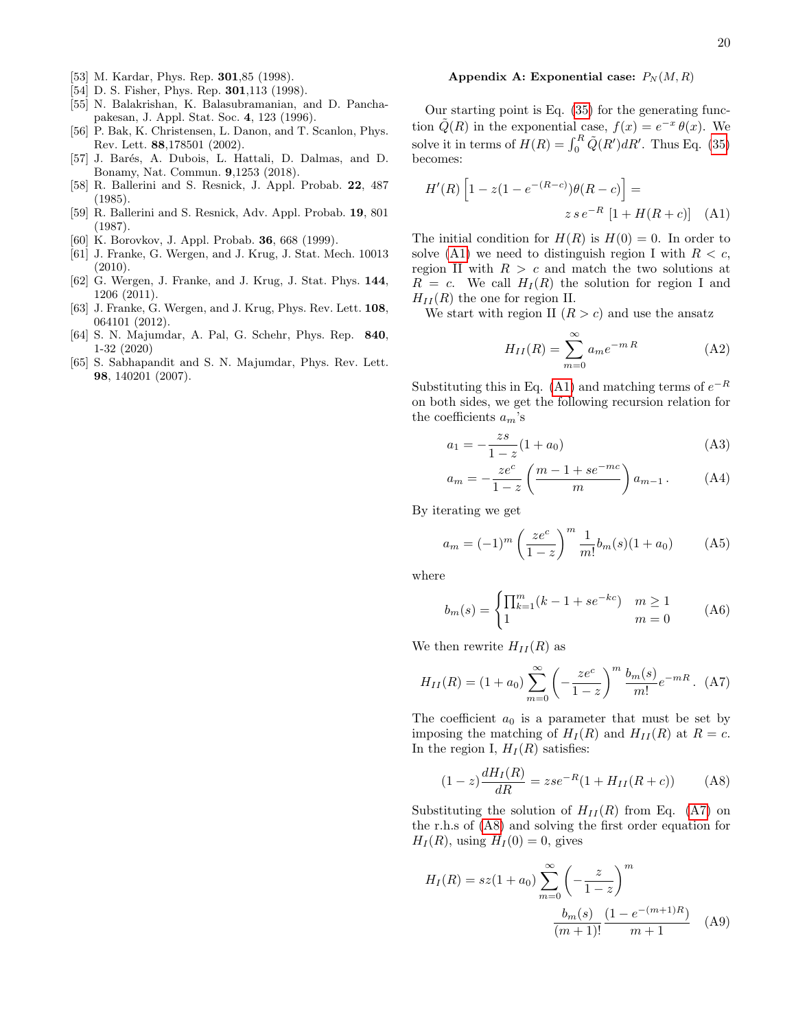[53] M. Kardar, Phys. Rep. **301**,85 (1998).

[54] D. S. Fisher, Phys. Rep. **301**,113 (1998).

[55] N. Balakrishan, K. Balasubramanian, and D. Panchapakesan, J. Appl. Stat. Soc. **4**, 123 (1996).

[56] P. Bak, K. Christensen, L. Danon, and T. Scanlon, Phys. Rev. Lett. **88**,178501 (2002).

[57] J. Barés, A. Dubois, L. Hattali, D. Dalmas, and D. Bonamy, Nat. Commun. **9**,1253 (2018).

[58] R. Ballerini and S. Resnick, J. Appl. Probab. **22**, 487 (1985).

[59] R. Ballerini and S. Resnick, Adv. Appl. Probab. **19**, 801 (1987).

[60] K. Borovkov, J. Appl. Probab. **36**, 668 (1999).

[61] J. Franke, G. Wergen, and J. Krug, J. Stat. Mech. 10013 (2010).

[62] G. Wergen, J. Franke, and J. Krug, J. Stat. Phys. **144**, 1206 (2011).

[63] J. Franke, G. Wergen, and J. Krug, Phys. Rev. Lett. **108**, 064101 (2012).

[64] S. N. Majumdar, A. Pal, G. Schehr, Phys. Rep. **840**, 1-32 (2020)

[65] S. Sabhapandit and S. N. Majumdar, Phys. Rev. Lett. **98**, 140201 (2007).

## Appendix A: Exponential case: $P_N(M,R)$

Our starting point is Eq. (35) for the generating function $\tilde{Q}(R)$ in the exponential case, $f(x) = e^{-x}\,\theta(x)$. We solve it in terms of $H(R) = \int_0^R \tilde{Q}(R')dR'$. Thus Eq. (35) becomes:

$$H'(R)\left[1 - z(1-e^{-(R-c)})\theta(R-c)\right] = z\,s\,e^{-R}\,[1 + H(R+c)] \quad \text{(A1)}$$

The initial condition for $H(R)$ is $H(0) = 0$. In order to solve (A1) we need to distinguish region I with $R < c$, region II with $R > c$ and match the two solutions at $R = c$. We call $H_I(R)$ the solution for region I and $H_{II}(R)$ the one for region II.

We start with region II ($R > c$) and use the ansatz

$$H_{II}(R) = \sum_{m=0}^{\infty} a_m e^{-m\,R} \quad \text{(A2)}$$

Substituting this in Eq. (A1) and matching terms of $e^{-R}$ on both sides, we get the following recursion relation for the coefficients $a_m$'s

$$a_1 = -\frac{zs}{1-z}(1+a_0) \quad \text{(A3)}$$

$$a_m = -\frac{ze^c}{1-z}\left(\frac{m-1+se^{-mc}}{m}\right)a_{m-1}\,. \quad \text{(A4)}$$

By iterating we get

$$a_m = (-1)^m\left(\frac{ze^c}{1-z}\right)^m \frac{1}{m!}b_m(s)(1+a_0) \quad \text{(A5)}$$

where

$$b_m(s) = \begin{cases} \prod_{k=1}^{m}(k-1+se^{-kc}) & m \geq 1 \\ 1 & m = 0 \end{cases} \quad \text{(A6)}$$

We then rewrite $H_{II}(R)$ as

$$H_{II}(R) = (1+a_0)\sum_{m=0}^{\infty}\left(-\frac{ze^c}{1-z}\right)^m \frac{b_m(s)}{m!}e^{-mR}\,. \quad \text{(A7)}$$

The coefficient $a_0$ is a parameter that must be set by imposing the matching of $H_I(R)$ and $H_{II}(R)$ at $R = c$. In the region I, $H_I(R)$ satisfies:

$$(1-z)\frac{dH_I(R)}{dR} = zse^{-R}(1 + H_{II}(R+c)) \quad \text{(A8)}$$

Substituting the solution of $H_{II}(R)$ from Eq. (A7) on the r.h.s of (A8) and solving the first order equation for $H_I(R)$, using $H_I(0) = 0$, gives

$$H_I(R) = sz(1+a_0)\sum_{m=0}^{\infty}\left(-\frac{z}{1-z}\right)^m \frac{b_m(s)}{(m+1)!}\frac{(1-e^{-(m+1)R})}{m+1} \quad \text{(A9)}$$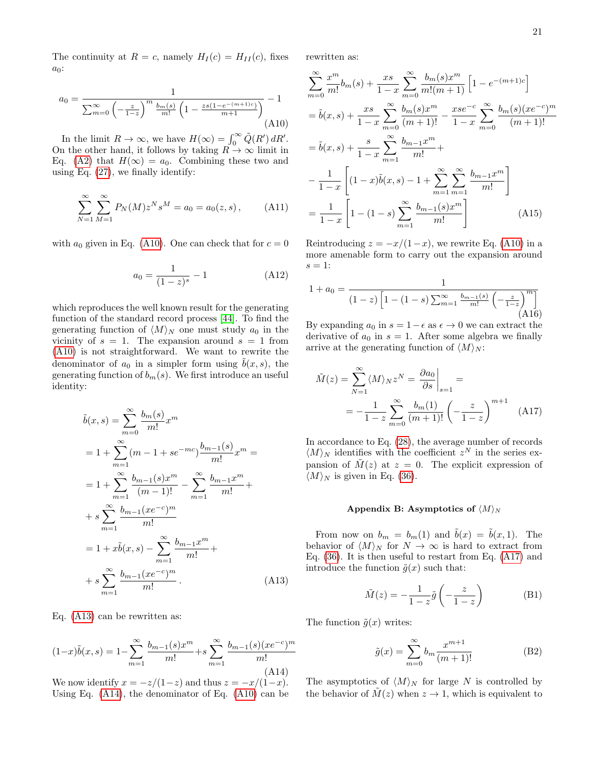The continuity at $R = c$, namely $H_I(c) = H_{II}(c)$, fixes $a_0$:

$$a_0 = \frac{1}{\sum_{m=0}^{\infty} \left(-\frac{z}{1-z}\right)^m \frac{b_m(s)}{m!} \left(1 - \frac{zs(1-e^{-(m+1)c})}{m+1}\right)} - 1 \tag{A10}$$

In the limit $R \to \infty$, we have $H(\infty) = \int_0^\infty \tilde{Q}(R')\, dR'$. On the other hand, it follows by taking $R \to \infty$ limit in Eq. (A2) that $H(\infty) = a_0$. Combining these two and using Eq. (27), we finally identify:

$$\sum_{N=1}^{\infty} \sum_{M=1}^{\infty} P_N(M) z^N s^M = a_0 = a_0(z, s)\,, \tag{A11}$$

with $a_0$ given in Eq. (A10). One can check that for $c = 0$

$$a_0 = \frac{1}{(1-z)^s} - 1 \tag{A12}$$

which reproduces the well known result for the generating function of the standard record process [44]. To find the generating function of $\langle M \rangle_N$ one must study $a_0$ in the vicinity of $s = 1$. The expansion around $s = 1$ from (A10) is not straightforward. We want to rewrite the denominator of $a_0$ in a simpler form using $\tilde{b}(x,s)$, the generating function of $b_m(s)$. We first introduce an useful identity:

$$\begin{aligned}
\tilde{b}(x,s) &= \sum_{m=0}^{\infty} \frac{b_m(s)}{m!} x^m \\
&= 1 + \sum_{m=1}^{\infty} (m - 1 + se^{-mc}) \frac{b_{m-1}(s)}{m!} x^m = \\
&= 1 + \sum_{m=1}^{\infty} \frac{b_{m-1}(s) x^m}{(m-1)!} - \sum_{m=1}^{\infty} \frac{b_{m-1} x^m}{m!} + \\
&+ s \sum_{m=1}^{\infty} \frac{b_{m-1}(xe^{-c})^m}{m!} \\
&= 1 + x\tilde{b}(x,s) - \sum_{m=1}^{\infty} \frac{b_{m-1} x^m}{m!} + \\
&+ s \sum_{m=1}^{\infty} \frac{b_{m-1}(xe^{-c})^m}{m!}\,.
\end{aligned} \tag{A13}$$

Eq. (A13) can be rewritten as:

$$(1-x)\tilde{b}(x,s) = 1 - \sum_{m=1}^{\infty} \frac{b_{m-1}(s) x^m}{m!} + s \sum_{m=1}^{\infty} \frac{b_{m-1}(s)(xe^{-c})^m}{m!} \tag{A14}$$

We now identify $x = -z/(1-z)$ and thus $z = -x/(1-x)$. Using Eq. (A14), the denominator of Eq. (A10) can be rewritten as:

$$\begin{aligned}
&\sum_{m=0}^{\infty} \frac{x^m}{m!} b_m(s) + \frac{xs}{1-x} \sum_{m=0}^{\infty} \frac{b_m(s) x^m}{m!(m+1)} \left[1 - e^{-(m+1)c}\right] \\
&= \tilde{b}(x,s) + \frac{xs}{1-x} \sum_{m=0}^{\infty} \frac{b_m(s) x^m}{(m+1)!} - \frac{xse^{-c}}{1-x} \sum_{m=0}^{\infty} \frac{b_m(s)(xe^{-c})^m}{(m+1)!} \\
&= \tilde{b}(x,s) + \frac{s}{1-x} \sum_{m=1}^{\infty} \frac{b_{m-1} x^m}{m!} + \\
&- \frac{1}{1-x} \left[(1-x)\tilde{b}(x,s) - 1 + \sum_{m=1}^{\infty} \sum_{m=1}^{\infty} \frac{b_{m-1} x^m}{m!}\right] \\
&= \frac{1}{1-x} \left[1 - (1-s) \sum_{m=1}^{\infty} \frac{b_{m-1}(s) x^m}{m!}\right]
\end{aligned} \tag{A15}$$

Reintroducing $z = -x/(1-x)$, we rewrite Eq. (A10) in a more amenable form to carry out the expansion around $s = 1$:

$$1 + a_0 = \frac{1}{(1-z)\left[1 - (1-s)\sum_{m=1}^{\infty} \frac{b_{m-1}(s)}{m!} \left(-\frac{z}{1-z}\right)^m\right]} \tag{A16}$$

By expanding $a_0$ in $s = 1 - \epsilon$ as $\epsilon \to 0$ we can extract the derivative of $a_0$ in $s = 1$. After some algebra we finally arrive at the generating function of $\langle M \rangle_N$:

$$\begin{aligned}
\tilde{M}(z) &= \sum_{N=1}^{\infty} \langle M \rangle_N z^N = \left.\frac{\partial a_0}{\partial s}\right|_{s=1} = \\
&= -\frac{1}{1-z} \sum_{m=0}^{\infty} \frac{b_m(1)}{(m+1)!} \left(-\frac{z}{1-z}\right)^{m+1}
\end{aligned} \tag{A17}$$

In accordance to Eq. (28), the average number of records $\langle M \rangle_N$ identifies with the coefficient $z^N$ in the series expansion of $\tilde{M}(z)$ at $z = 0$. The explicit expression of $\langle M \rangle_N$ is given in Eq. (36).

## Appendix B: Asymptotics of $\langle M \rangle_N$

From now on $b_m = b_m(1)$ and $\tilde{b}(x) = \tilde{b}(x,1)$. The behavior of $\langle M \rangle_N$ for $N \to \infty$ is hard to extract from Eq. (36). It is then useful to restart from Eq. (A17) and introduce the function $\tilde{g}(x)$ such that:

$$\tilde{M}(z) = -\frac{1}{1-z} \tilde{g}\left(-\frac{z}{1-z}\right) \tag{B1}$$

The function $\tilde{g}(x)$ writes:

$$\tilde{g}(x) = \sum_{m=0}^{\infty} b_m \frac{x^{m+1}}{(m+1)!} \tag{B2}$$

The asymptotics of $\langle M \rangle_N$ for large $N$ is controlled by the behavior of $\tilde{M}(z)$ when $z \to 1$, which is equivalent to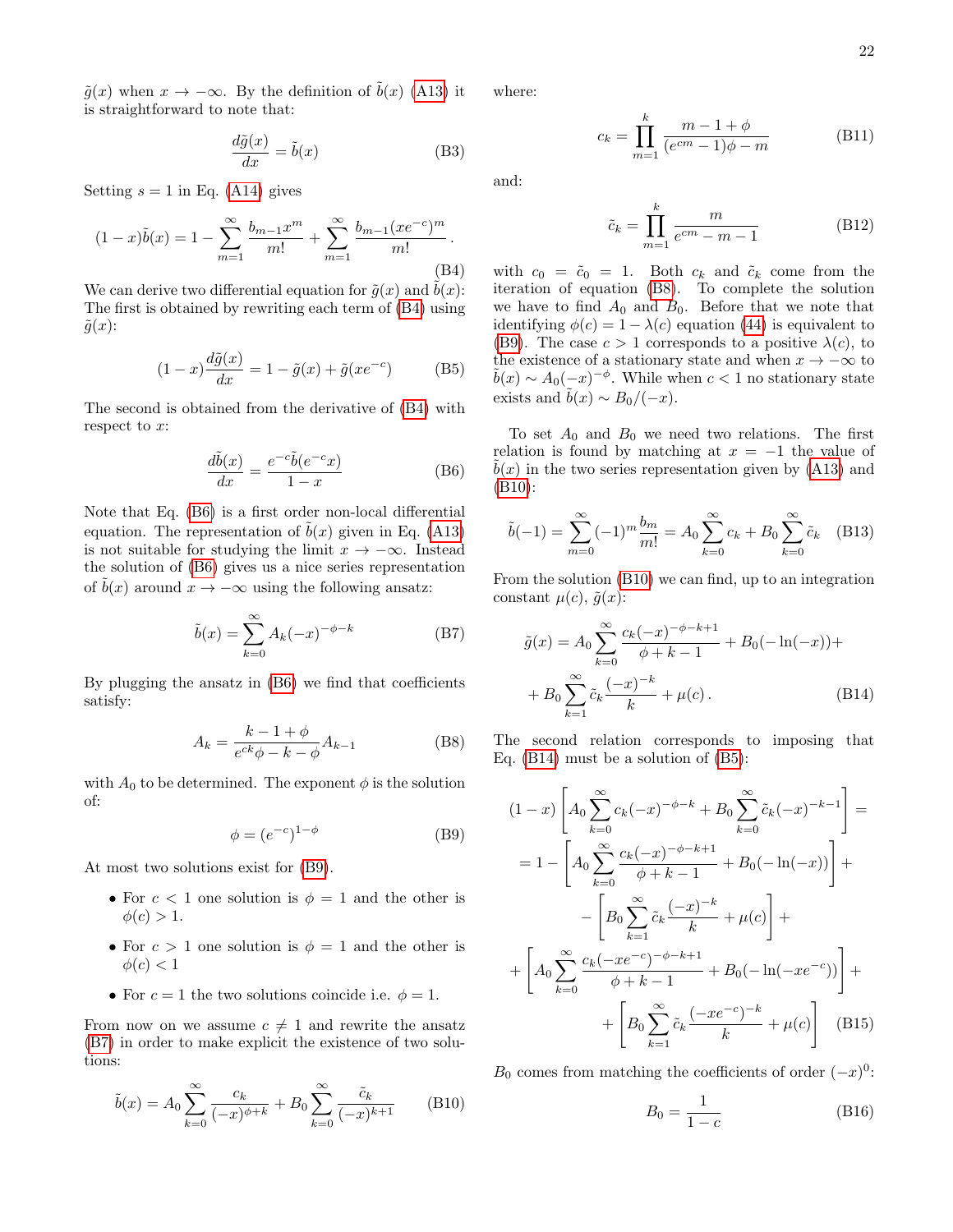$\tilde{g}(x)$ when $x \to -\infty$. By the definition of $\tilde{b}(x)$ (A13) it is straightforward to note that:

$$\frac{d\tilde{g}(x)}{dx} = \tilde{b}(x) \tag{B3}$$

Setting $s = 1$ in Eq. (A14) gives

$$(1-x)\tilde{b}(x) = 1 - \sum_{m=1}^{\infty} \frac{b_{m-1}x^m}{m!} + \sum_{m=1}^{\infty} \frac{b_{m-1}(xe^{-c})^m}{m!}. \tag{B4}$$

We can derive two differential equation for $\tilde{g}(x)$ and $\tilde{b}(x)$: The first is obtained by rewriting each term of (B4) using $\tilde{g}(x)$:

$$(1-x)\frac{d\tilde{g}(x)}{dx} = 1 - \tilde{g}(x) + \tilde{g}(xe^{-c}) \tag{B5}$$

The second is obtained from the derivative of (B4) with respect to $x$:

$$\frac{d\tilde{b}(x)}{dx} = \frac{e^{-c}\tilde{b}(e^{-c}x)}{1-x} \tag{B6}$$

Note that Eq. (B6) is a first order non-local differential equation. The representation of $\tilde{b}(x)$ given in Eq. (A13) is not suitable for studying the limit $x \to -\infty$. Instead the solution of (B6) gives us a nice series representation of $\tilde{b}(x)$ around $x \to -\infty$ using the following ansatz:

$$\tilde{b}(x) = \sum_{k=0}^{\infty} A_k (-x)^{-\phi-k} \tag{B7}$$

By plugging the ansatz in (B6) we find that coefficients satisfy:

$$A_k = \frac{k-1+\phi}{e^{ck}\phi - k - \phi} A_{k-1} \tag{B8}$$

with $A_0$ to be determined. The exponent $\phi$ is the solution of:

$$\phi = (e^{-c})^{1-\phi} \tag{B9}$$

At most two solutions exist for (B9).

- For $c < 1$ one solution is $\phi = 1$ and the other is $\phi(c) > 1$.
- For $c > 1$ one solution is $\phi = 1$ and the other is $\phi(c) < 1$
- For $c = 1$ the two solutions coincide i.e. $\phi = 1$.

From now on we assume $c \neq 1$ and rewrite the ansatz (B7) in order to make explicit the existence of two solutions:

$$\tilde{b}(x) = A_0 \sum_{k=0}^{\infty} \frac{c_k}{(-x)^{\phi+k}} + B_0 \sum_{k=0}^{\infty} \frac{\tilde{c}_k}{(-x)^{k+1}} \tag{B10}$$

where:

$$c_k = \prod_{m=1}^{k} \frac{m-1+\phi}{(e^{cm}-1)\phi - m} \tag{B11}$$

and:

$$\tilde{c}_k = \prod_{m=1}^{k} \frac{m}{e^{cm} - m - 1} \tag{B12}$$

with $c_0 = \tilde{c}_0 = 1$. Both $c_k$ and $\tilde{c}_k$ come from the iteration of equation (B8). To complete the solution we have to find $A_0$ and $B_0$. Before that we note that identifying $\phi(c) = 1 - \lambda(c)$ equation (44) is equivalent to (B9). The case $c > 1$ corresponds to a positive $\lambda(c)$, to the existence of a stationary state and when $x \to -\infty$ to $\tilde{b}(x) \sim A_0(-x)^{-\phi}$. While when $c < 1$ no stationary state exists and $\tilde{b}(x) \sim B_0/(-x)$.

To set $A_0$ and $B_0$ we need two relations. The first relation is found by matching at $x = -1$ the value of $\tilde{b}(x)$ in the two series representation given by (A13) and (B10):

$$\tilde{b}(-1) = \sum_{m=0}^{\infty} (-1)^m \frac{b_m}{m!} = A_0 \sum_{k=0}^{\infty} c_k + B_0 \sum_{k=0}^{\infty} \tilde{c}_k \tag{B13}$$

From the solution (B10) we can find, up to an integration constant $\mu(c)$, $\tilde{g}(x)$:

$$\tilde{g}(x) = A_0 \sum_{k=0}^{\infty} \frac{c_k(-x)^{-\phi-k+1}}{\phi+k-1} + B_0(-\ln(-x)) + \\ + B_0 \sum_{k=1}^{\infty} \tilde{c}_k \frac{(-x)^{-k}}{k} + \mu(c). \tag{B14}$$

The second relation corresponds to imposing that Eq. (B14) must be a solution of (B5):

$$(1-x)\left[A_0 \sum_{k=0}^{\infty} c_k(-x)^{-\phi-k} + B_0 \sum_{k=0}^{\infty} \tilde{c}_k(-x)^{-k-1}\right] = \\ = 1 - \left[A_0 \sum_{k=0}^{\infty} \frac{c_k(-x)^{-\phi-k+1}}{\phi+k-1} + B_0(-\ln(-x))\right] + \\ - \left[B_0 \sum_{k=1}^{\infty} \tilde{c}_k \frac{(-x)^{-k}}{k} + \mu(c)\right] + \\ + \left[A_0 \sum_{k=0}^{\infty} \frac{c_k(-xe^{-c})^{-\phi-k+1}}{\phi+k-1} + B_0(-\ln(-xe^{-c}))\right] + \\ + \left[B_0 \sum_{k=1}^{\infty} \tilde{c}_k \frac{(-xe^{-c})^{-k}}{k} + \mu(c)\right] \tag{B15}$$

$B_0$ comes from matching the coefficients of order $(-x)^0$:

$$B_0 = \frac{1}{1-c} \tag{B16}$$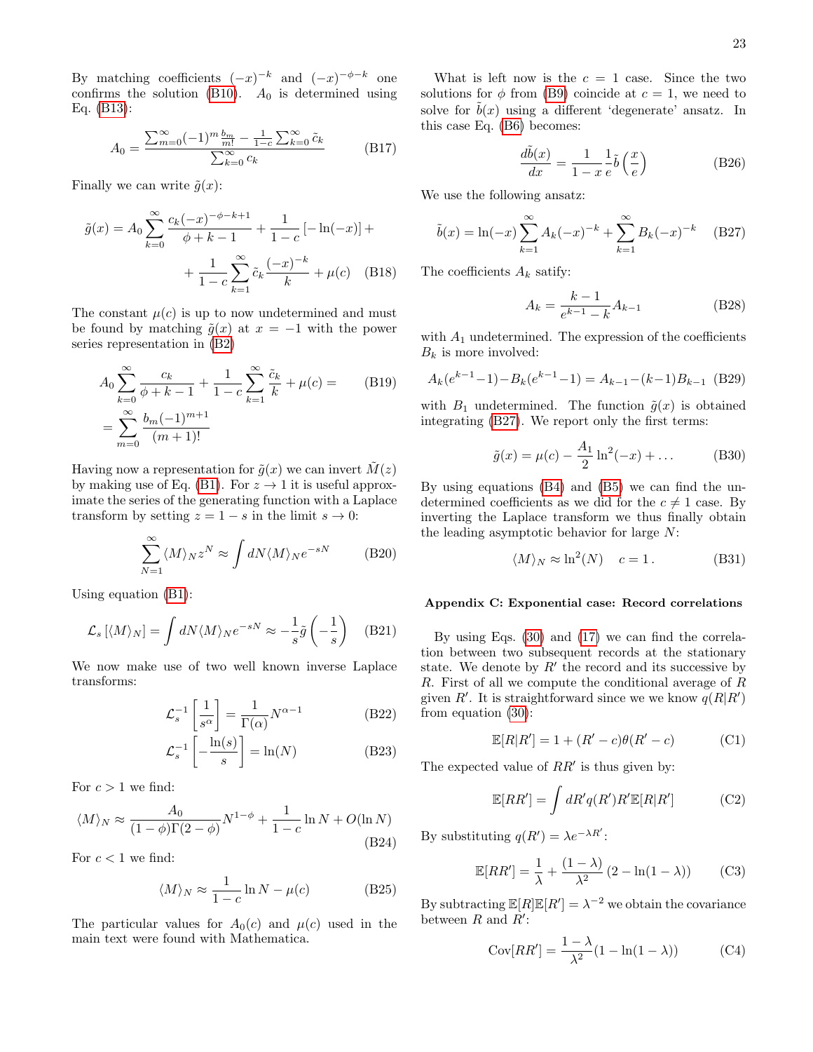By matching coefficients $(-x)^{-k}$ and $(-x)^{-\phi-k}$ one confirms the solution (B10). $A_0$ is determined using Eq. (B13):

$$A_0 = \frac{\sum_{m=0}^{\infty}(-1)^m \frac{b_m}{m!} - \frac{1}{1-c}\sum_{k=0}^{\infty}\tilde{c}_k}{\sum_{k=0}^{\infty} c_k} \tag{B17}$$

Finally we can write $\tilde{g}(x)$:

$$\tilde{g}(x) = A_0 \sum_{k=0}^{\infty} \frac{c_k(-x)^{-\phi-k+1}}{\phi+k-1} + \frac{1}{1-c}\left[-\ln(-x)\right] + \\ + \frac{1}{1-c}\sum_{k=1}^{\infty}\tilde{c}_k \frac{(-x)^{-k}}{k} + \mu(c) \tag{B18}$$

The constant $\mu(c)$ is up to now undetermined and must be found by matching $\tilde{g}(x)$ at $x=-1$ with the power series representation in (B2)

$$A_0 \sum_{k=0}^{\infty} \frac{c_k}{\phi+k-1} + \frac{1}{1-c}\sum_{k=1}^{\infty}\frac{\tilde{c}_k}{k} + \mu(c) = \\ = \sum_{m=0}^{\infty} \frac{b_m(-1)^{m+1}}{(m+1)!} \tag{B19}$$

Having now a representation for $\tilde{g}(x)$ we can invert $\tilde{M}(z)$ by making use of Eq. (B1). For $z \to 1$ it is useful approximate the series of the generating function with a Laplace transform by setting $z = 1-s$ in the limit $s \to 0$:

$$\sum_{N=1}^{\infty} \langle M \rangle_N z^N \approx \int dN \langle M \rangle_N e^{-sN} \tag{B20}$$

Using equation (B1):

$$\mathcal{L}_s\left[\langle M \rangle_N\right] = \int dN \langle M \rangle_N e^{-sN} \approx -\frac{1}{s}\tilde{g}\left(-\frac{1}{s}\right) \tag{B21}$$

We now make use of two well known inverse Laplace transforms:

$$\mathcal{L}_s^{-1}\left[\frac{1}{s^{\alpha}}\right] = \frac{1}{\Gamma(\alpha)}N^{\alpha-1} \tag{B22}$$

$$\mathcal{L}_s^{-1}\left[-\frac{\ln(s)}{s}\right] = \ln(N) \tag{B23}$$

For $c > 1$ we find:

$$\langle M \rangle_N \approx \frac{A_0}{(1-\phi)\Gamma(2-\phi)}N^{1-\phi} + \frac{1}{1-c}\ln N + O(\ln N) \tag{B24}$$

For $c < 1$ we find:

$$\langle M \rangle_N \approx \frac{1}{1-c}\ln N - \mu(c) \tag{B25}$$

The particular values for $A_0(c)$ and $\mu(c)$ used in the main text were found with Mathematica.

What is left now is the $c=1$ case. Since the two solutions for $\phi$ from (B9) coincide at $c=1$, we need to solve for $\tilde{b}(x)$ using a different 'degenerate' ansatz. In this case Eq. (B6) becomes:

$$\frac{d\tilde{b}(x)}{dx} = \frac{1}{1-x}\frac{1}{e}\tilde{b}\left(\frac{x}{e}\right) \tag{B26}$$

We use the following ansatz:

$$\tilde{b}(x) = \ln(-x)\sum_{k=1}^{\infty} A_k(-x)^{-k} + \sum_{k=1}^{\infty} B_k(-x)^{-k} \tag{B27}$$

The coefficients $A_k$ satify:

$$A_k = \frac{k-1}{e^{k-1}-k}A_{k-1} \tag{B28}$$

with $A_1$ undetermined. The expression of the coefficients $B_k$ is more involved:

$$A_k(e^{k-1}-1) - B_k(e^{k-1}-1) = A_{k-1} - (k-1)B_{k-1} \tag{B29}$$

with $B_1$ undetermined. The function $\tilde{g}(x)$ is obtained integrating (B27). We report only the first terms:

$$\tilde{g}(x) = \mu(c) - \frac{A_1}{2}\ln^2(-x) + \ldots \tag{B30}$$

By using equations (B4) and (B5) we can find the undetermined coefficients as we did for the $c \neq 1$ case. By inverting the Laplace transform we thus finally obtain the leading asymptotic behavior for large $N$:

$$\langle M \rangle_N \approx \ln^2(N) \quad c = 1\,. \tag{B31}$$

### Appendix C: Exponential case: Record correlations

By using Eqs. (30) and (17) we can find the correlation between two subsequent records at the stationary state. We denote by $R'$ the record and its successive by $R$. First of all we compute the conditional average of $R$ given $R'$. It is straightforward since we we know $q(R|R')$ from equation (30):

$$\mathbb{E}[R|R'] = 1 + (R'-c)\theta(R'-c) \tag{C1}$$

The expected value of $RR'$ is thus given by:

$$\mathbb{E}[RR'] = \int dR' q(R')R'\mathbb{E}[R|R'] \tag{C2}$$

By substituting $q(R') = \lambda e^{-\lambda R'}$:

$$\mathbb{E}[RR'] = \frac{1}{\lambda} + \frac{(1-\lambda)}{\lambda^2}\left(2 - \ln(1-\lambda)\right) \tag{C3}$$

By subtracting $\mathbb{E}[R]\mathbb{E}[R'] = \lambda^{-2}$ we obtain the covariance between $R$ and $R'$:

$$\mathrm{Cov}[RR'] = \frac{1-\lambda}{\lambda^2}(1 - \ln(1-\lambda)) \tag{C4}$$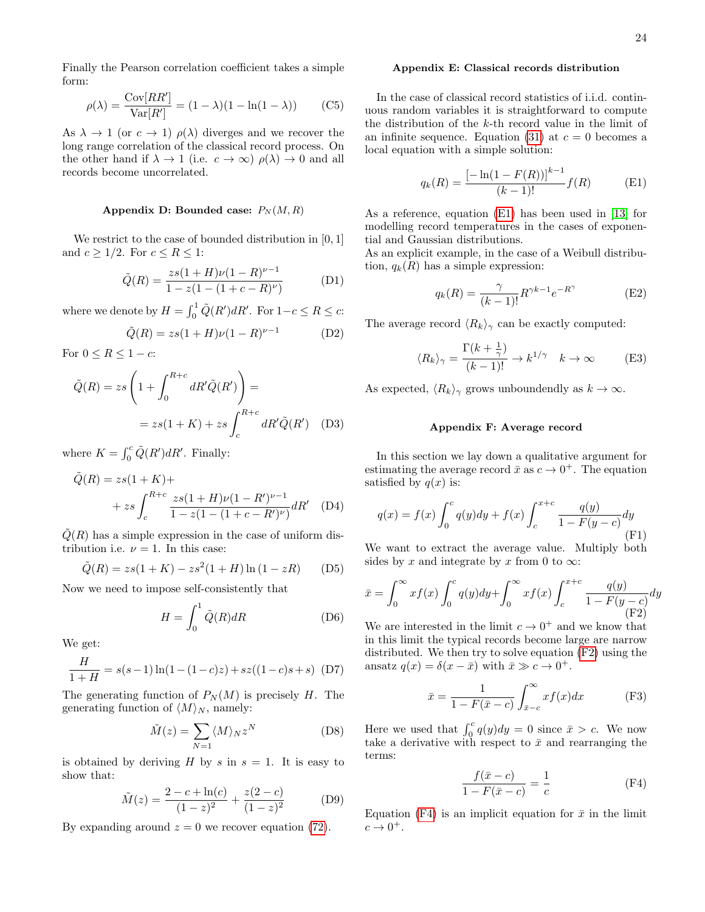Finally the Pearson correlation coefficient takes a simple form:

$$\rho(\lambda) = \frac{\mathrm{Cov}[RR']}{\mathrm{Var}[R']} = (1-\lambda)(1-\ln(1-\lambda)) \tag{C5}$$

As $\lambda \to 1$ (or $c \to 1$) $\rho(\lambda)$ diverges and we recover the long range correlation of the classical record process. On the other hand if $\lambda \to 1$ (i.e. $c \to \infty$) $\rho(\lambda) \to 0$ and all records become uncorrelated.

### Appendix D: Bounded case: $P_N(M, R)$

We restrict to the case of bounded distribution in $[0, 1]$ and $c \geq 1/2$. For $c \leq R \leq 1$:

$$\tilde{Q}(R) = \frac{zs(1+H)\nu(1-R)^{\nu-1}}{1-z(1-(1+c-R)^{\nu})} \tag{D1}$$

where we denote by $H = \int_0^1 \tilde{Q}(R')dR'$. For $1-c \leq R \leq c$:

$$\tilde{Q}(R) = zs(1+H)\nu(1-R)^{\nu-1} \tag{D2}$$

For $0 \leq R \leq 1-c$:

$$\tilde{Q}(R) = zs\left(1 + \int_0^{R+c} dR'\tilde{Q}(R')\right) = \\ = zs(1+K) + zs\int_c^{R+c} dR'\tilde{Q}(R') \tag{D3}$$

where $K = \int_0^c \tilde{Q}(R')dR'$. Finally:

$$\tilde{Q}(R) = zs(1+K) + \\ + zs\int_c^{R+c} \frac{zs(1+H)\nu(1-R')^{\nu-1}}{1-z(1-(1+c-R')^{\nu})}dR' \tag{D4}$$

$\tilde{Q}(R)$ has a simple expression in the case of uniform distribution i.e. $\nu = 1$. In this case:

$$\tilde{Q}(R) = zs(1+K) - zs^2(1+H)\ln(1-zR) \tag{D5}$$

Now we need to impose self-consistently that

$$H = \int_0^1 \tilde{Q}(R)dR \tag{D6}$$

We get:

$$\frac{H}{1+H} = s(s-1)\ln(1-(1-c)z) + sz((1-c)s+s) \tag{D7}$$

The generating function of $P_N(M)$ is precisely $H$. The generating function of $\langle M\rangle_N$, namely:

$$\tilde{M}(z) = \sum_{N=1} \langle M\rangle_N z^N \tag{D8}$$

is obtained by deriving $H$ by $s$ in $s = 1$. It is easy to show that:

$$\tilde{M}(z) = \frac{2-c+\ln(c)}{(1-z)^2} + \frac{z(2-c)}{(1-z)^2} \tag{D9}$$

By expanding around $z = 0$ we recover equation (72).

### Appendix E: Classical records distribution

In the case of classical record statistics of i.i.d. continuous random variables it is straightforward to compute the distribution of the $k$-th record value in the limit of an infinite sequence. Equation (31) at $c = 0$ becomes a local equation with a simple solution:

$$q_k(R) = \frac{[-\ln(1-F(R))]^{k-1}}{(k-1)!}f(R) \tag{E1}$$

As a reference, equation (E1) has been used in [13] for modelling record temperatures in the cases of exponential and Gaussian distributions.
As an explicit example, in the case of a Weibull distribution, $q_k(R)$ has a simple expression:

$$q_k(R) = \frac{\gamma}{(k-1)!}R^{\gamma k-1}e^{-R^{\gamma}} \tag{E2}$$

The average record $\langle R_k\rangle_\gamma$ can be exactly computed:

$$\langle R_k\rangle_\gamma = \frac{\Gamma(k+\frac{1}{\gamma})}{(k-1)!} \to k^{1/\gamma} \quad k \to \infty \tag{E3}$$

As expected, $\langle R_k\rangle_\gamma$ grows unboundendly as $k \to \infty$.

### Appendix F: Average record

In this section we lay down a qualitative argument for estimating the average record $\bar{x}$ as $c \to 0^+$. The equation satisfied by $q(x)$ is:

$$q(x) = f(x)\int_0^c q(y)dy + f(x)\int_c^{x+c} \frac{q(y)}{1-F(y-c)}dy \tag{F1}$$

We want to extract the average value. Multiply both sides by $x$ and integrate by $x$ from 0 to $\infty$:

$$\bar{x} = \int_0^\infty xf(x)\int_0^c q(y)dy + \int_0^\infty xf(x)\int_c^{x+c} \frac{q(y)}{1-F(y-c)}dy \tag{F2}$$

We are interested in the limit $c \to 0^+$ and we know that in this limit the typical records become large are narrow distributed. We then try to solve equation (F2) using the ansatz $q(x) = \delta(x-\bar{x})$ with $\bar{x} \gg c \to 0^+$.

$$\bar{x} = \frac{1}{1-F(\bar{x}-c)}\int_{\bar{x}-c}^\infty xf(x)dx \tag{F3}$$

Here we used that $\int_0^c q(y)dy = 0$ since $\bar{x} > c$. We now take a derivative with respect to $\bar{x}$ and rearranging the terms:

$$\frac{f(\bar{x}-c)}{1-F(\bar{x}-c)} = \frac{1}{c} \tag{F4}$$

Equation (F4) is an implicit equation for $\bar{x}$ in the limit $c \to 0^+$.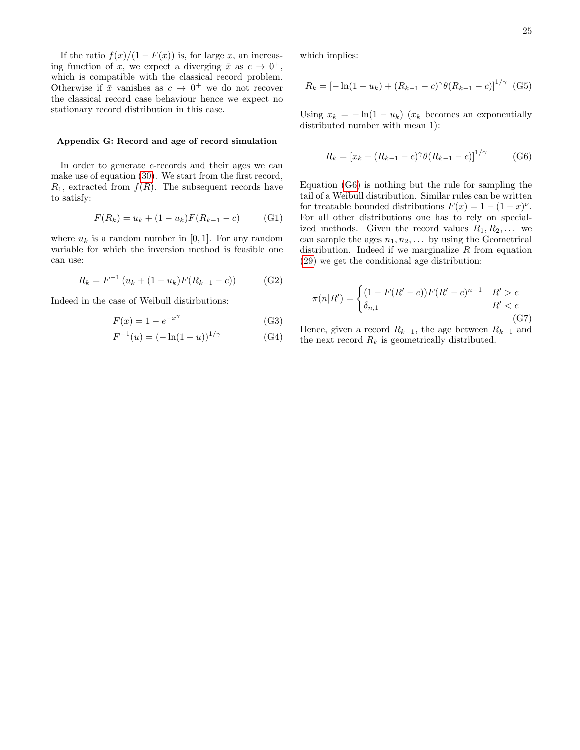If the ratio $f(x)/(1-F(x))$ is, for large $x$, an increasing function of $x$, we expect a diverging $\bar{x}$ as $c \to 0^+$, which is compatible with the classical record problem. Otherwise if $\bar{x}$ vanishes as $c \to 0^+$ we do not recover the classical record case behaviour hence we expect no stationary record distribution in this case.

## Appendix G: Record and age of record simulation

In order to generate $c$-records and their ages we can make use of equation (30). We start from the first record, $R_1$, extracted from $f(R)$. The subsequent records have to satisfy:

$$F(R_k) = u_k + (1-u_k)F(R_{k-1}-c) \tag{G1}$$

where $u_k$ is a random number in $[0,1]$. For any random variable for which the inversion method is feasible one can use:

$$R_k = F^{-1}\left(u_k + (1-u_k)F(R_{k-1}-c)\right) \tag{G2}$$

Indeed in the case of Weibull distirbutions:

$$F(x) = 1 - e^{-x^\gamma} \tag{G3}$$

$$F^{-1}(u) = (-\ln(1-u))^{1/\gamma} \tag{G4}$$

which implies:

$$R_k = \left[-\ln(1-u_k) + (R_{k-1}-c)^\gamma \theta(R_{k-1}-c)\right]^{1/\gamma} \tag{G5}$$

Using $x_k = -\ln(1-u_k)$ ($x_k$ becomes an exponentially distributed number with mean 1):

$$R_k = \left[x_k + (R_{k-1}-c)^\gamma \theta(R_{k-1}-c)\right]^{1/\gamma} \tag{G6}$$

Equation (G6) is nothing but the rule for sampling the tail of a Weibull distribution. Similar rules can be written for treatable bounded distributions $F(x) = 1-(1-x)^\nu$. For all other distributions one has to rely on specialized methods. Given the record values $R_1, R_2, \dots$ we can sample the ages $n_1, n_2, \dots$ by using the Geometrical distribution. Indeed if we marginalize $R$ from equation (29) we get the conditional age distribution:

$$\pi(n|R') = \begin{cases} (1-F(R'-c))F(R'-c)^{n-1} & R' > c \\ \delta_{n,1} & R' < c \end{cases} \tag{G7}$$

Hence, given a record $R_{k-1}$, the age between $R_{k-1}$ and the next record $R_k$ is geometrically distributed.